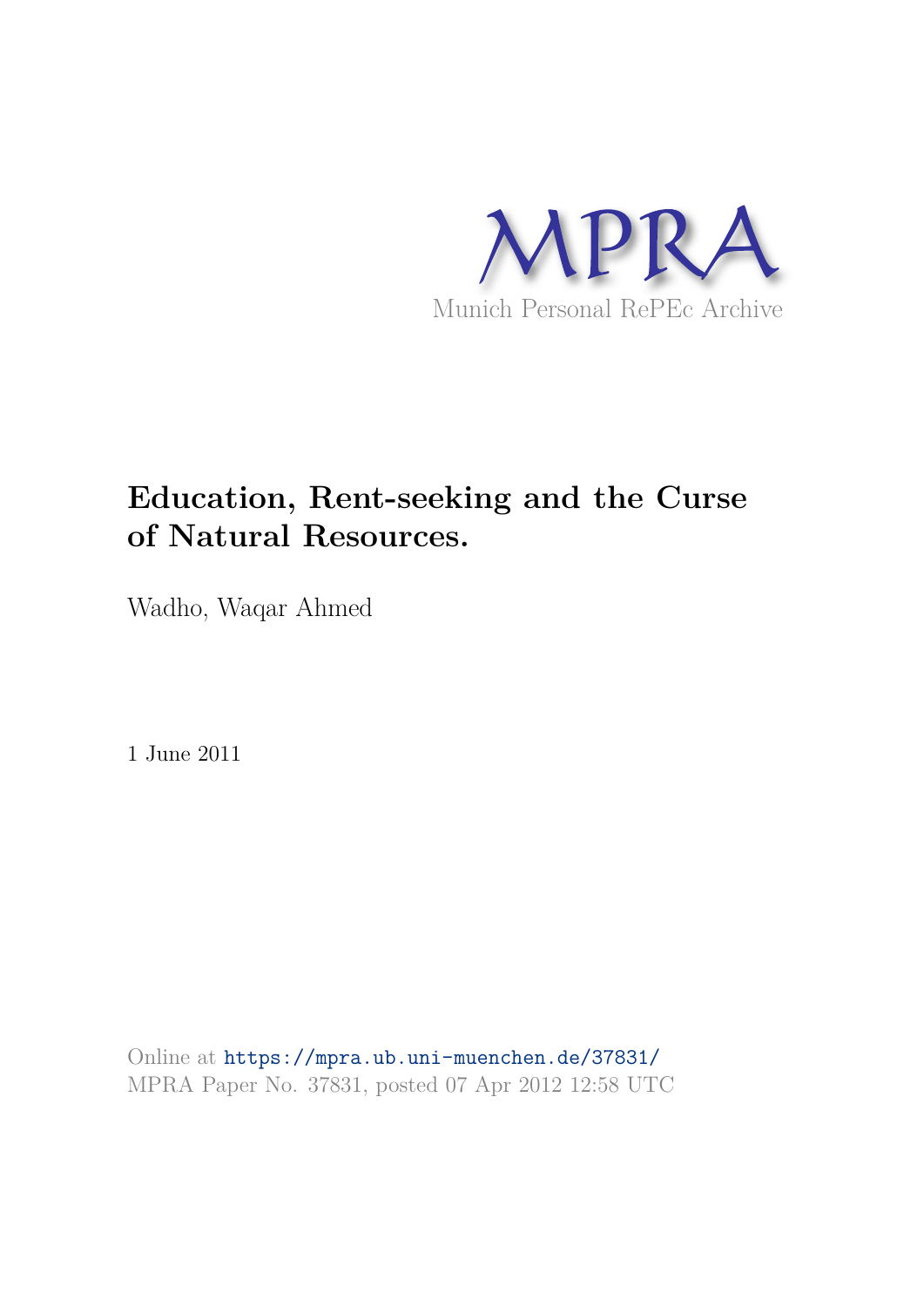MPRA

Munich Personal RePEc Archive

# Education, Rent-seeking and the Curse of Natural Resources.

Wadho, Waqar Ahmed

1 June 2011

Online at https://mpra.ub.uni-muenchen.de/37831/
MPRA Paper No. 37831, posted 07 Apr 2012 12:58 UTC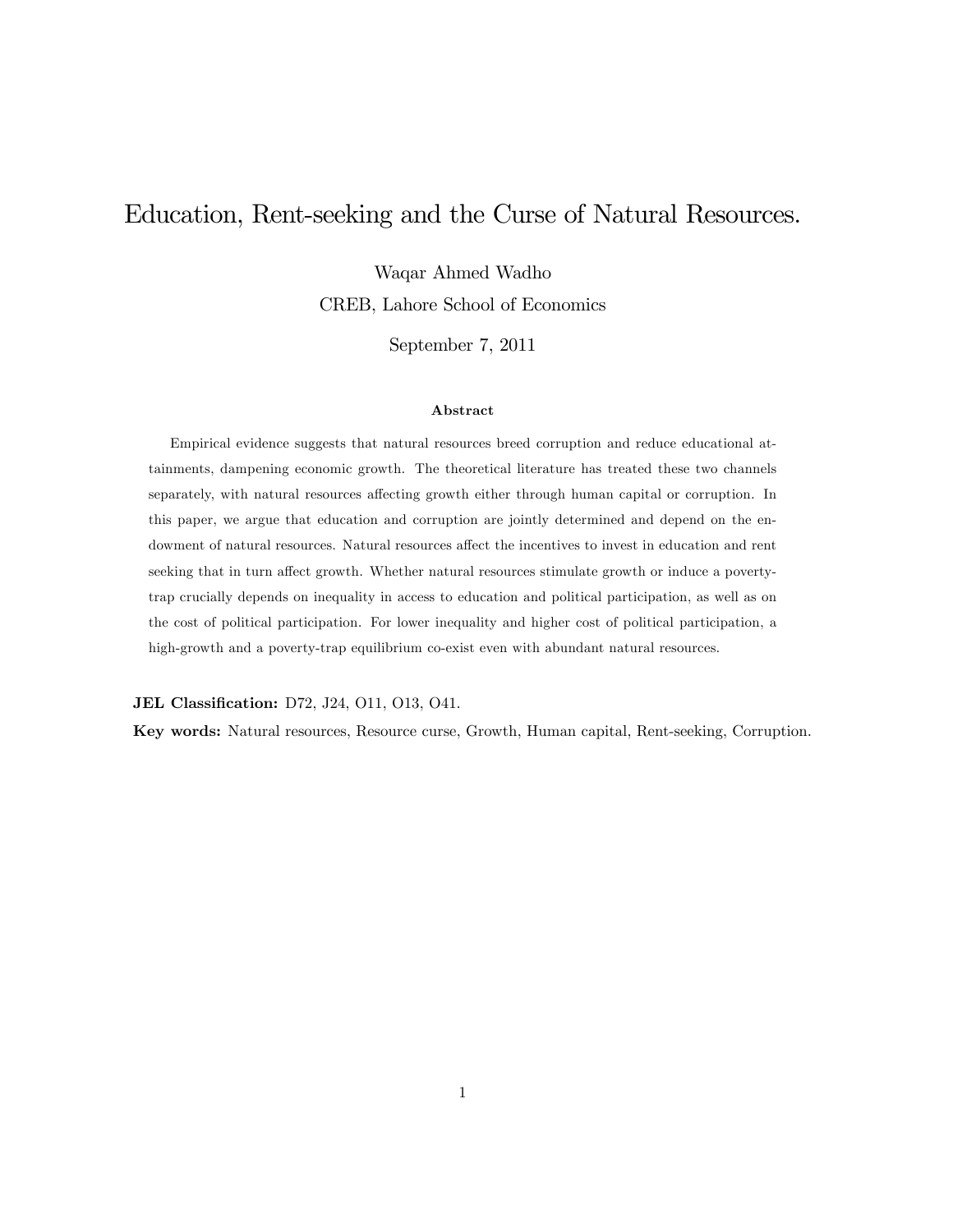# Education, Rent-seeking and the Curse of Natural Resources.

Waqar Ahmed Wadho
CREB, Lahore School of Economics

September 7, 2011

### Abstract

Empirical evidence suggests that natural resources breed corruption and reduce educational attainments, dampening economic growth. The theoretical literature has treated these two channels separately, with natural resources affecting growth either through human capital or corruption. In this paper, we argue that education and corruption are jointly determined and depend on the endowment of natural resources. Natural resources affect the incentives to invest in education and rent seeking that in turn affect growth. Whether natural resources stimulate growth or induce a poverty-trap crucially depends on inequality in access to education and political participation, as well as on the cost of political participation. For lower inequality and higher cost of political participation, a high-growth and a poverty-trap equilibrium co-exist even with abundant natural resources.

**JEL Classification:** D72, J24, O11, O13, O41.

**Key words:** Natural resources, Resource curse, Growth, Human capital, Rent-seeking, Corruption.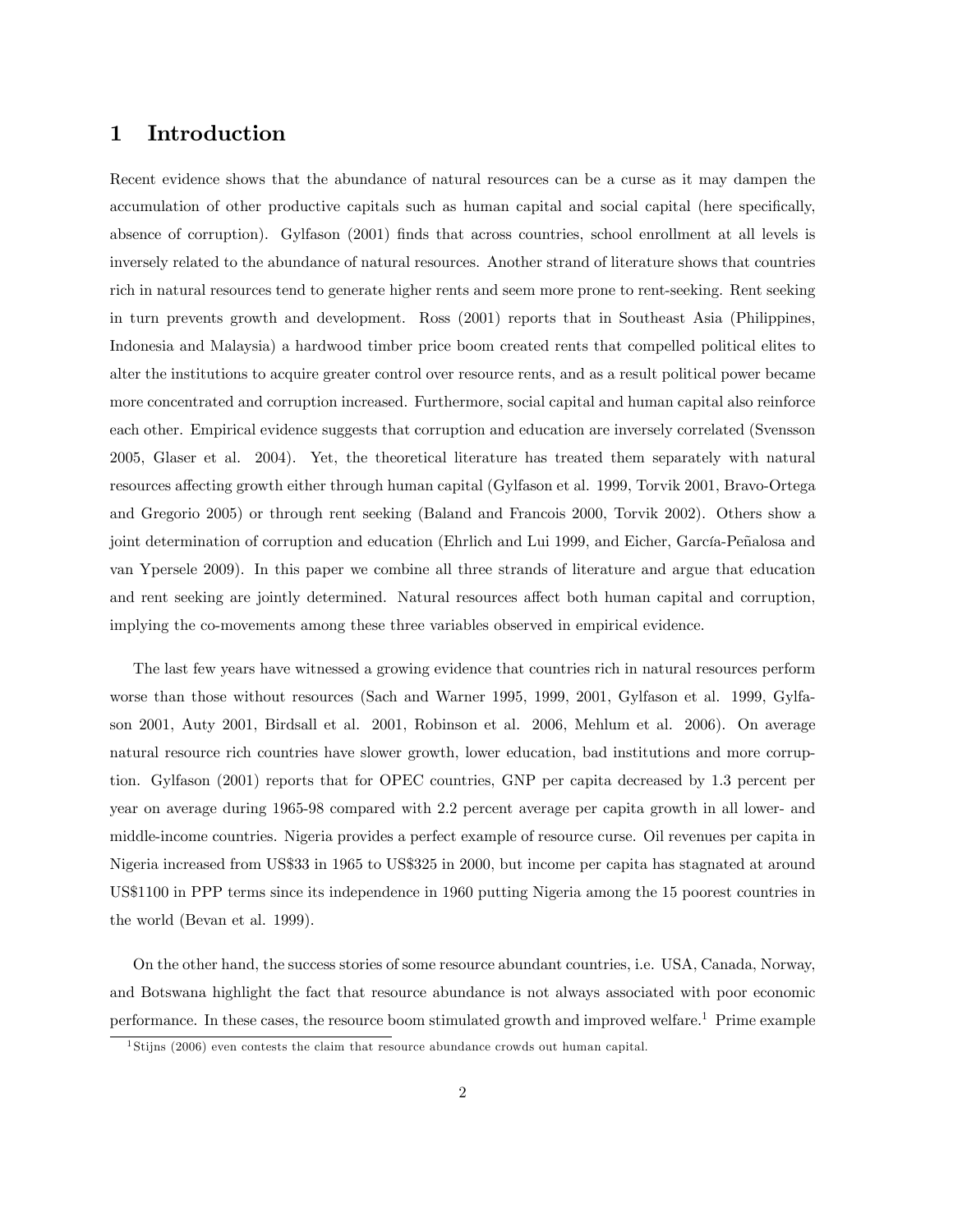# 1 Introduction

Recent evidence shows that the abundance of natural resources can be a curse as it may dampen the accumulation of other productive capitals such as human capital and social capital (here specifically, absence of corruption). Gylfason (2001) finds that across countries, school enrollment at all levels is inversely related to the abundance of natural resources. Another strand of literature shows that countries rich in natural resources tend to generate higher rents and seem more prone to rent-seeking. Rent seeking in turn prevents growth and development. Ross (2001) reports that in Southeast Asia (Philippines, Indonesia and Malaysia) a hardwood timber price boom created rents that compelled political elites to alter the institutions to acquire greater control over resource rents, and as a result political power became more concentrated and corruption increased. Furthermore, social capital and human capital also reinforce each other. Empirical evidence suggests that corruption and education are inversely correlated (Svensson 2005, Glaser et al. 2004). Yet, the theoretical literature has treated them separately with natural resources affecting growth either through human capital (Gylfason et al. 1999, Torvik 2001, Bravo-Ortega and Gregorio 2005) or through rent seeking (Baland and Francois 2000, Torvik 2002). Others show a joint determination of corruption and education (Ehrlich and Lui 1999, and Eicher, García-Peñalosa and van Ypersele 2009). In this paper we combine all three strands of literature and argue that education and rent seeking are jointly determined. Natural resources affect both human capital and corruption, implying the co-movements among these three variables observed in empirical evidence.

The last few years have witnessed a growing evidence that countries rich in natural resources perform worse than those without resources (Sach and Warner 1995, 1999, 2001, Gylfason et al. 1999, Gylfason 2001, Auty 2001, Birdsall et al. 2001, Robinson et al. 2006, Mehlum et al. 2006). On average natural resource rich countries have slower growth, lower education, bad institutions and more corruption. Gylfason (2001) reports that for OPEC countries, GNP per capita decreased by 1.3 percent per year on average during 1965-98 compared with 2.2 percent average per capita growth in all lower- and middle-income countries. Nigeria provides a perfect example of resource curse. Oil revenues per capita in Nigeria increased from US$33 in 1965 to US$325 in 2000, but income per capita has stagnated at around US$1100 in PPP terms since its independence in 1960 putting Nigeria among the 15 poorest countries in the world (Bevan et al. 1999).

On the other hand, the success stories of some resource abundant countries, i.e. USA, Canada, Norway, and Botswana highlight the fact that resource abundance is not always associated with poor economic performance. In these cases, the resource boom stimulated growth and improved welfare.[1] Prime example

[1] Stijns (2006) even contests the claim that resource abundance crowds out human capital.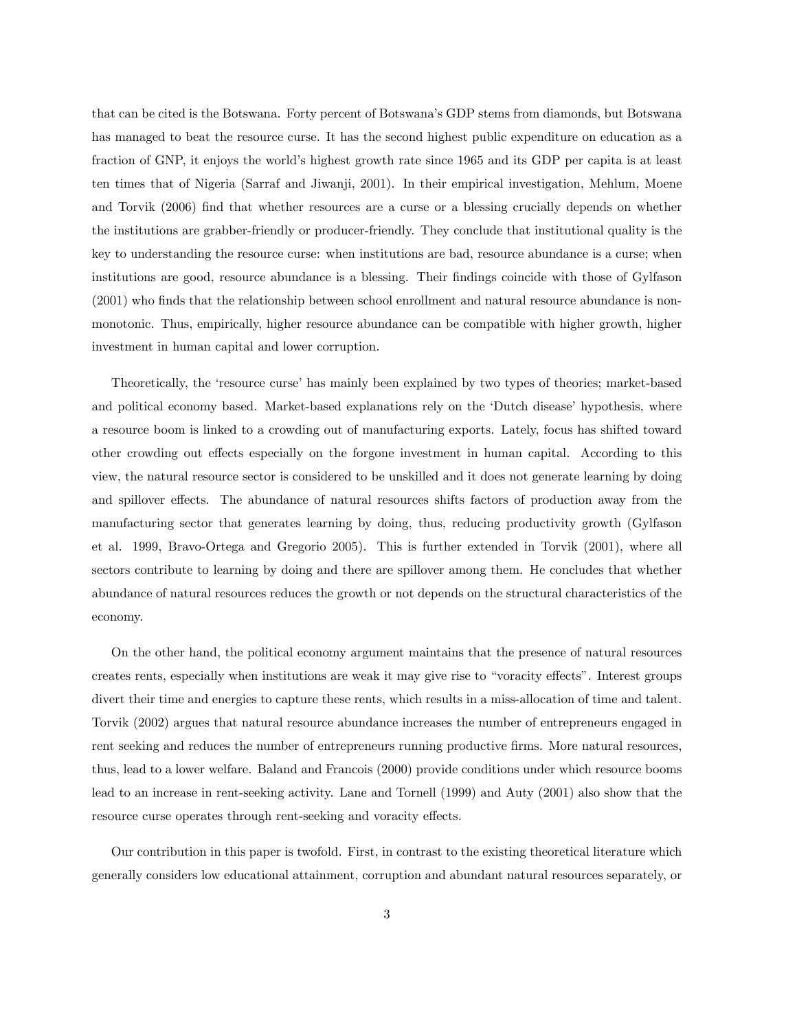that can be cited is the Botswana. Forty percent of Botswana's GDP stems from diamonds, but Botswana has managed to beat the resource curse. It has the second highest public expenditure on education as a fraction of GNP, it enjoys the world's highest growth rate since 1965 and its GDP per capita is at least ten times that of Nigeria (Sarraf and Jiwanji, 2001). In their empirical investigation, Mehlum, Moene and Torvik (2006) find that whether resources are a curse or a blessing crucially depends on whether the institutions are grabber-friendly or producer-friendly. They conclude that institutional quality is the key to understanding the resource curse: when institutions are bad, resource abundance is a curse; when institutions are good, resource abundance is a blessing. Their findings coincide with those of Gylfason (2001) who finds that the relationship between school enrollment and natural resource abundance is non-monotonic. Thus, empirically, higher resource abundance can be compatible with higher growth, higher investment in human capital and lower corruption.

Theoretically, the 'resource curse' has mainly been explained by two types of theories; market-based and political economy based. Market-based explanations rely on the 'Dutch disease' hypothesis, where a resource boom is linked to a crowding out of manufacturing exports. Lately, focus has shifted toward other crowding out effects especially on the forgone investment in human capital. According to this view, the natural resource sector is considered to be unskilled and it does not generate learning by doing and spillover effects. The abundance of natural resources shifts factors of production away from the manufacturing sector that generates learning by doing, thus, reducing productivity growth (Gylfason et al. 1999, Bravo-Ortega and Gregorio 2005). This is further extended in Torvik (2001), where all sectors contribute to learning by doing and there are spillover among them. He concludes that whether abundance of natural resources reduces the growth or not depends on the structural characteristics of the economy.

On the other hand, the political economy argument maintains that the presence of natural resources creates rents, especially when institutions are weak it may give rise to "voracity effects". Interest groups divert their time and energies to capture these rents, which results in a miss-allocation of time and talent. Torvik (2002) argues that natural resource abundance increases the number of entrepreneurs engaged in rent seeking and reduces the number of entrepreneurs running productive firms. More natural resources, thus, lead to a lower welfare. Baland and Francois (2000) provide conditions under which resource booms lead to an increase in rent-seeking activity. Lane and Tornell (1999) and Auty (2001) also show that the resource curse operates through rent-seeking and voracity effects.

Our contribution in this paper is twofold. First, in contrast to the existing theoretical literature which generally considers low educational attainment, corruption and abundant natural resources separately, or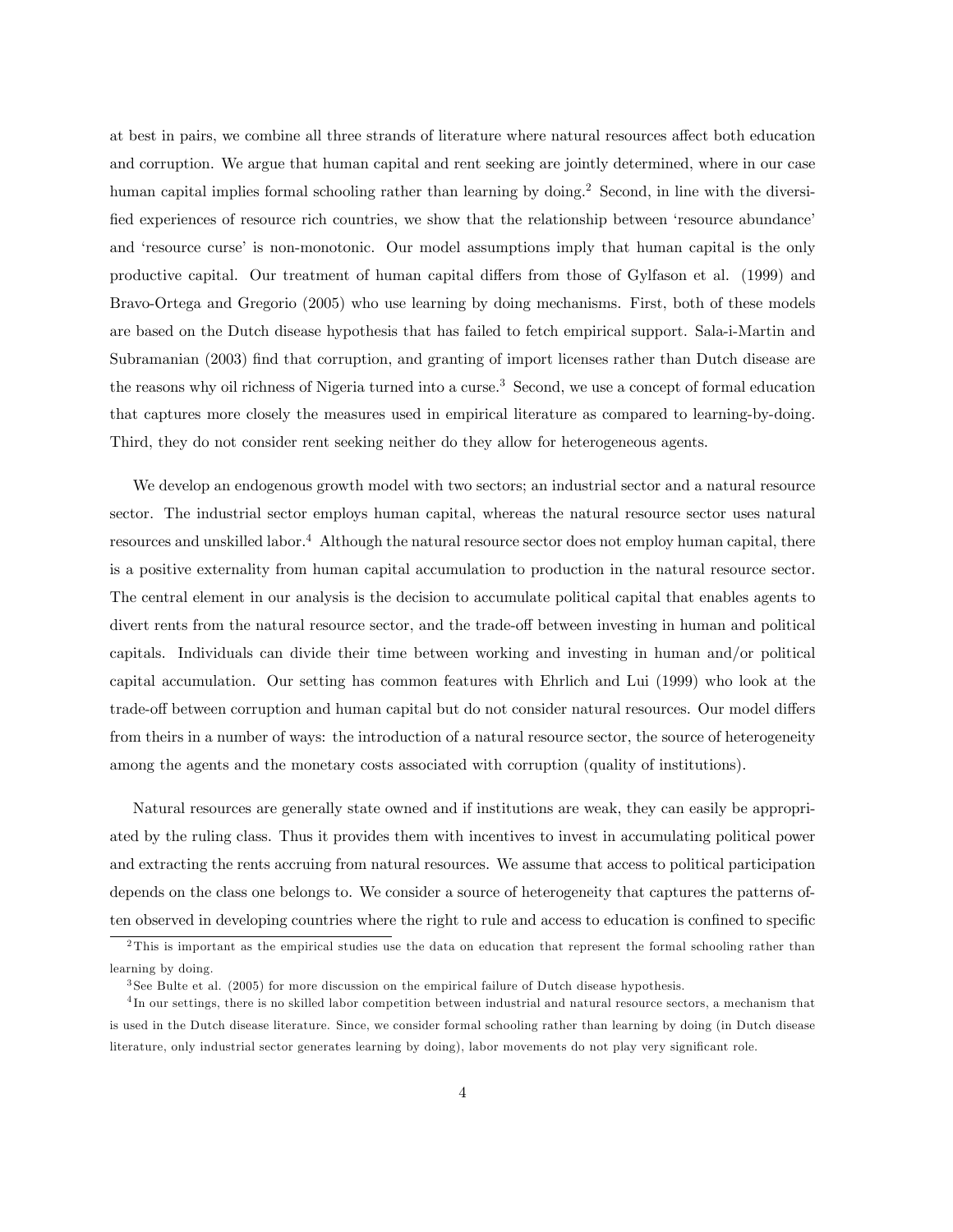at best in pairs, we combine all three strands of literature where natural resources affect both education and corruption. We argue that human capital and rent seeking are jointly determined, where in our case human capital implies formal schooling rather than learning by doing.[2] Second, in line with the diversified experiences of resource rich countries, we show that the relationship between 'resource abundance' and 'resource curse' is non-monotonic. Our model assumptions imply that human capital is the only productive capital. Our treatment of human capital differs from those of Gylfason et al. (1999) and Bravo-Ortega and Gregorio (2005) who use learning by doing mechanisms. First, both of these models are based on the Dutch disease hypothesis that has failed to fetch empirical support. Sala-i-Martin and Subramanian (2003) find that corruption, and granting of import licenses rather than Dutch disease are the reasons why oil richness of Nigeria turned into a curse.[3] Second, we use a concept of formal education that captures more closely the measures used in empirical literature as compared to learning-by-doing. Third, they do not consider rent seeking neither do they allow for heterogeneous agents.

We develop an endogenous growth model with two sectors; an industrial sector and a natural resource sector. The industrial sector employs human capital, whereas the natural resource sector uses natural resources and unskilled labor.[4] Although the natural resource sector does not employ human capital, there is a positive externality from human capital accumulation to production in the natural resource sector. The central element in our analysis is the decision to accumulate political capital that enables agents to divert rents from the natural resource sector, and the trade-off between investing in human and political capitals. Individuals can divide their time between working and investing in human and/or political capital accumulation. Our setting has common features with Ehrlich and Lui (1999) who look at the trade-off between corruption and human capital but do not consider natural resources. Our model differs from theirs in a number of ways: the introduction of a natural resource sector, the source of heterogeneity among the agents and the monetary costs associated with corruption (quality of institutions).

Natural resources are generally state owned and if institutions are weak, they can easily be appropriated by the ruling class. Thus it provides them with incentives to invest in accumulating political power and extracting the rents accruing from natural resources. We assume that access to political participation depends on the class one belongs to. We consider a source of heterogeneity that captures the patterns often observed in developing countries where the right to rule and access to education is confined to specific

[2] This is important as the empirical studies use the data on education that represent the formal schooling rather than learning by doing.

[3] See Bulte et al. (2005) for more discussion on the empirical failure of Dutch disease hypothesis.

[4] In our settings, there is no skilled labor competition between industrial and natural resource sectors, a mechanism that is used in the Dutch disease literature. Since, we consider formal schooling rather than learning by doing (in Dutch disease literature, only industrial sector generates learning by doing), labor movements do not play very significant role.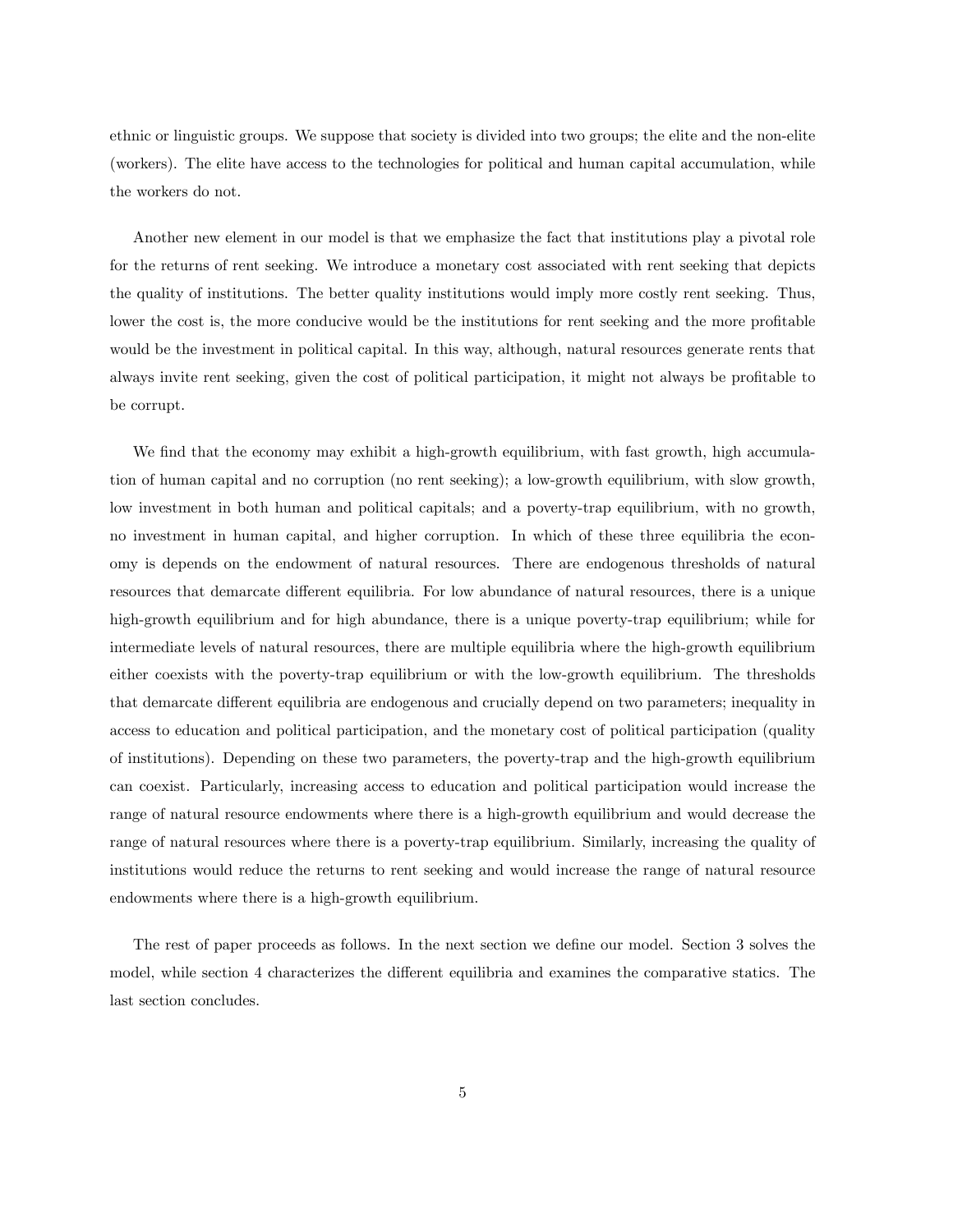ethnic or linguistic groups. We suppose that society is divided into two groups; the elite and the non-elite (workers). The elite have access to the technologies for political and human capital accumulation, while the workers do not.

Another new element in our model is that we emphasize the fact that institutions play a pivotal role for the returns of rent seeking. We introduce a monetary cost associated with rent seeking that depicts the quality of institutions. The better quality institutions would imply more costly rent seeking. Thus, lower the cost is, the more conducive would be the institutions for rent seeking and the more profitable would be the investment in political capital. In this way, although, natural resources generate rents that always invite rent seeking, given the cost of political participation, it might not always be profitable to be corrupt.

We find that the economy may exhibit a high-growth equilibrium, with fast growth, high accumulation of human capital and no corruption (no rent seeking); a low-growth equilibrium, with slow growth, low investment in both human and political capitals; and a poverty-trap equilibrium, with no growth, no investment in human capital, and higher corruption. In which of these three equilibria the economy is depends on the endowment of natural resources. There are endogenous thresholds of natural resources that demarcate different equilibria. For low abundance of natural resources, there is a unique high-growth equilibrium and for high abundance, there is a unique poverty-trap equilibrium; while for intermediate levels of natural resources, there are multiple equilibria where the high-growth equilibrium either coexists with the poverty-trap equilibrium or with the low-growth equilibrium. The thresholds that demarcate different equilibria are endogenous and crucially depend on two parameters; inequality in access to education and political participation, and the monetary cost of political participation (quality of institutions). Depending on these two parameters, the poverty-trap and the high-growth equilibrium can coexist. Particularly, increasing access to education and political participation would increase the range of natural resource endowments where there is a high-growth equilibrium and would decrease the range of natural resources where there is a poverty-trap equilibrium. Similarly, increasing the quality of institutions would reduce the returns to rent seeking and would increase the range of natural resource endowments where there is a high-growth equilibrium.

The rest of paper proceeds as follows. In the next section we define our model. Section 3 solves the model, while section 4 characterizes the different equilibria and examines the comparative statics. The last section concludes.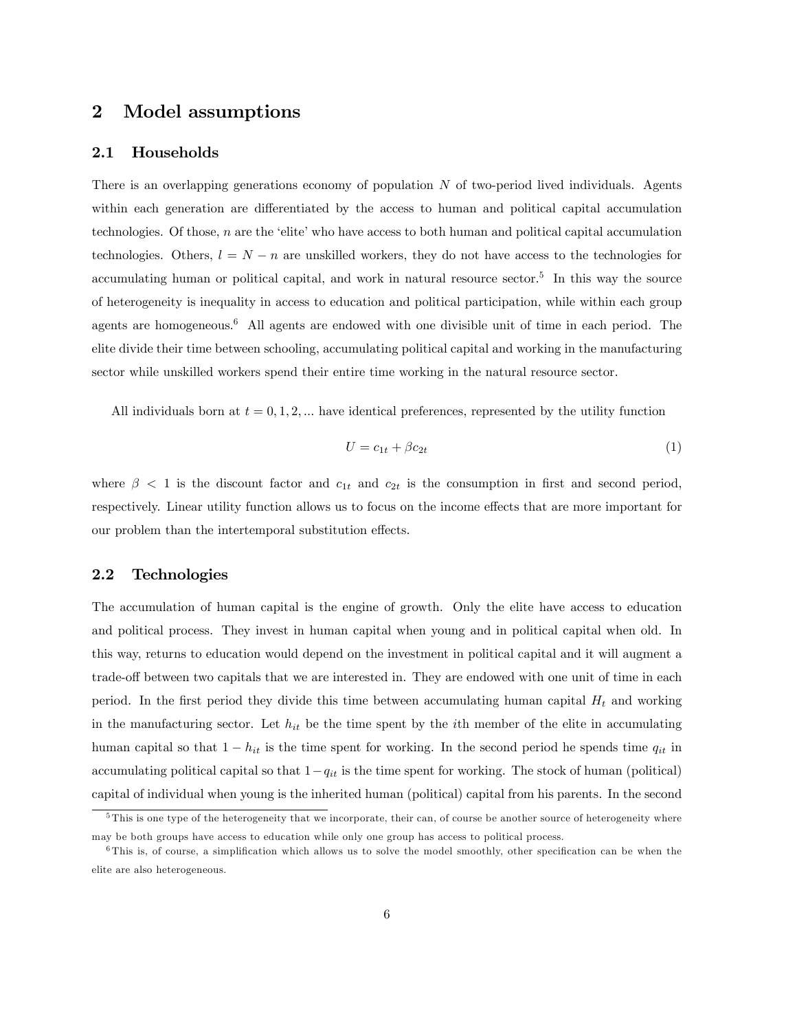## 2 Model assumptions

### 2.1 Households

There is an overlapping generations economy of population $N$ of two-period lived individuals. Agents within each generation are differentiated by the access to human and political capital accumulation technologies. Of those, $n$ are the 'elite' who have access to both human and political capital accumulation technologies. Others, $l = N - n$ are unskilled workers, they do not have access to the technologies for accumulating human or political capital, and work in natural resource sector.[5] In this way the source of heterogeneity is inequality in access to education and political participation, while within each group agents are homogeneous.[6] All agents are endowed with one divisible unit of time in each period. The elite divide their time between schooling, accumulating political capital and working in the manufacturing sector while unskilled workers spend their entire time working in the natural resource sector.

All individuals born at $t = 0, 1, 2, ...$ have identical preferences, represented by the utility function

$$U = c_{1t} + \beta c_{2t} \tag{1}$$

where $\beta < 1$ is the discount factor and $c_{1t}$ and $c_{2t}$ is the consumption in first and second period, respectively. Linear utility function allows us to focus on the income effects that are more important for our problem than the intertemporal substitution effects.

### 2.2 Technologies

The accumulation of human capital is the engine of growth. Only the elite have access to education and political process. They invest in human capital when young and in political capital when old. In this way, returns to education would depend on the investment in political capital and it will augment a trade-off between two capitals that we are interested in. They are endowed with one unit of time in each period. In the first period they divide this time between accumulating human capital $H_t$ and working in the manufacturing sector. Let $h_{it}$ be the time spent by the $i$th member of the elite in accumulating human capital so that $1 - h_{it}$ is the time spent for working. In the second period he spends time $q_{it}$ in accumulating political capital so that $1 - q_{it}$ is the time spent for working. The stock of human (political) capital of individual when young is the inherited human (political) capital from his parents. In the second

[5] This is one type of the heterogeneity that we incorporate, their can, of course be another source of heterogeneity where may be both groups have access to education while only one group has access to political process.

[6] This is, of course, a simplification which allows us to solve the model smoothly, other specification can be when the elite are also heterogeneous.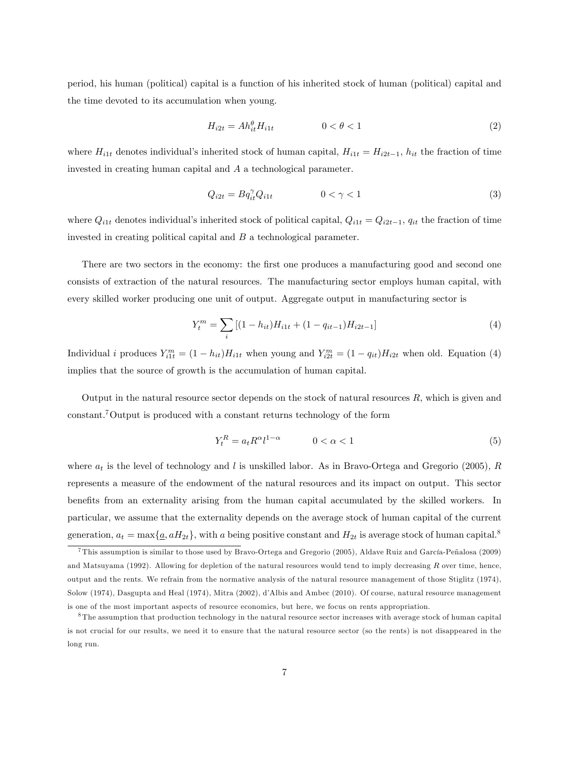period, his human (political) capital is a function of his inherited stock of human (political) capital and the time devoted to its accumulation when young.

$$H_{i2t} = Ah_{it}^{\theta} H_{i1t} \qquad\qquad 0 < \theta < 1 \tag{2}$$

where $H_{i1t}$ denotes individual's inherited stock of human capital, $H_{i1t} = H_{i2t-1}$, $h_{it}$ the fraction of time invested in creating human capital and $A$ a technological parameter.

$$Q_{i2t} = Bq_{it}^{\gamma} Q_{i1t} \qquad\qquad 0 < \gamma < 1 \tag{3}$$

where $Q_{i1t}$ denotes individual's inherited stock of political capital, $Q_{i1t} = Q_{i2t-1}$, $q_{it}$ the fraction of time invested in creating political capital and $B$ a technological parameter.

There are two sectors in the economy: the first one produces a manufacturing good and second one consists of extraction of the natural resources. The manufacturing sector employs human capital, with every skilled worker producing one unit of output. Aggregate output in manufacturing sector is

$$Y_t^m = \sum_i \left[(1 - h_{it})H_{i1t} + (1 - q_{it-1})H_{i2t-1}\right] \tag{4}$$

Individual $i$ produces $Y_{i1t}^m = (1 - h_{it})H_{i1t}$ when young and $Y_{i2t}^m = (1 - q_{it})H_{i2t}$ when old. Equation (4) implies that the source of growth is the accumulation of human capital.

Output in the natural resource sector depends on the stock of natural resources $R$, which is given and constant.[7] Output is produced with a constant returns technology of the form

$$Y_t^R = a_t R^{\alpha} l^{1-\alpha} \qquad\qquad 0 < \alpha < 1 \tag{5}$$

where $a_t$ is the level of technology and $l$ is unskilled labor. As in Bravo-Ortega and Gregorio (2005), $R$ represents a measure of the endowment of the natural resources and its impact on output. This sector benefits from an externality arising from the human capital accumulated by the skilled workers. In particular, we assume that the externality depends on the average stock of human capital of the current generation, $a_t = \max\{\underline{a}, aH_{2t}\}$, with $a$ being positive constant and $H_{2t}$ is average stock of human capital.[8]

[7] This assumption is similar to those used by Bravo-Ortega and Gregorio (2005), Aldave Ruiz and García-Peñalosa (2009) and Matsuyama (1992). Allowing for depletion of the natural resources would tend to imply decreasing $R$ over time, hence, output and the rents. We refrain from the normative analysis of the natural resource management of those Stiglitz (1974), Solow (1974), Dasgupta and Heal (1974), Mitra (2002), d'Albis and Ambec (2010). Of course, natural resource management is one of the most important aspects of resource economics, but here, we focus on rents appropriation.

[8] The assumption that production technology in the natural resource sector increases with average stock of human capital is not crucial for our results, we need it to ensure that the natural resource sector (so the rents) is not disappeared in the long run.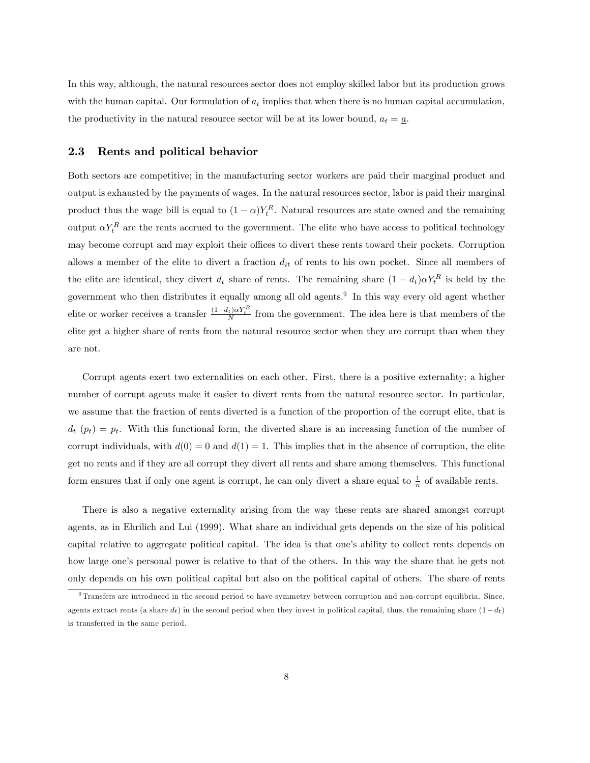In this way, although, the natural resources sector does not employ skilled labor but its production grows with the human capital. Our formulation of $a_t$ implies that when there is no human capital accumulation, the productivity in the natural resource sector will be at its lower bound, $a_t = \underline{a}$.

### 2.3 Rents and political behavior

Both sectors are competitive; in the manufacturing sector workers are paid their marginal product and output is exhausted by the payments of wages. In the natural resources sector, labor is paid their marginal product thus the wage bill is equal to $(1-\alpha)Y_t^R$. Natural resources are state owned and the remaining output $\alpha Y_t^R$ are the rents accrued to the government. The elite who have access to political technology may become corrupt and may exploit their offices to divert these rents toward their pockets. Corruption allows a member of the elite to divert a fraction $d_{it}$ of rents to his own pocket. Since all members of the elite are identical, they divert $d_t$ share of rents. The remaining share $(1-d_t)\alpha Y_t^R$ is held by the government who then distributes it equally among all old agents.[9] In this way every old agent whether elite or worker receives a transfer $\frac{(1-d_t)\alpha Y_t^R}{N}$ from the government. The idea here is that members of the elite get a higher share of rents from the natural resource sector when they are corrupt than when they are not.

Corrupt agents exert two externalities on each other. First, there is a positive externality; a higher number of corrupt agents make it easier to divert rents from the natural resource sector. In particular, we assume that the fraction of rents diverted is a function of the proportion of the corrupt elite, that is $d_t\ (p_t) = p_t$. With this functional form, the diverted share is an increasing function of the number of corrupt individuals, with $d(0) = 0$ and $d(1) = 1$. This implies that in the absence of corruption, the elite get no rents and if they are all corrupt they divert all rents and share among themselves. This functional form ensures that if only one agent is corrupt, he can only divert a share equal to $\frac{1}{n}$ of available rents.

There is also a negative externality arising from the way these rents are shared amongst corrupt agents, as in Ehrilich and Lui (1999). What share an individual gets depends on the size of his political capital relative to aggregate political capital. The idea is that one's ability to collect rents depends on how large one's personal power is relative to that of the others. In this way the share that he gets not only depends on his own political capital but also on the political capital of others. The share of rents

[9] Transfers are introduced in the second period to have symmetry between corruption and non-corrupt equilibria. Since, agents extract rents (a share $d_t$) in the second period when they invest in political capital, thus, the remaining share $(1-d_t)$ is transferred in the same period.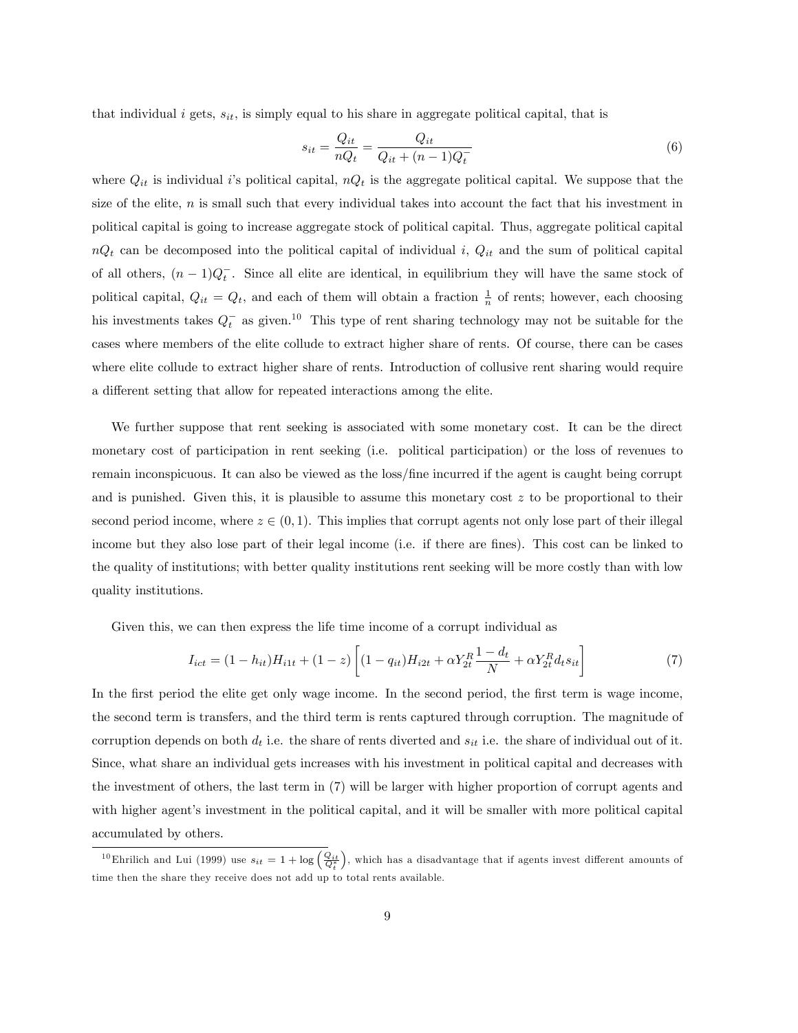that individual $i$ gets, $s_{it}$, is simply equal to his share in aggregate political capital, that is

$$s_{it} = \frac{Q_{it}}{nQ_t} = \frac{Q_{it}}{Q_{it} + (n-1)Q_t^-} \tag{6}$$

where $Q_{it}$ is individual $i$'s political capital, $nQ_t$ is the aggregate political capital. We suppose that the size of the elite, $n$ is small such that every individual takes into account the fact that his investment in political capital is going to increase aggregate stock of political capital. Thus, aggregate political capital $nQ_t$ can be decomposed into the political capital of individual $i$, $Q_{it}$ and the sum of political capital of all others, $(n-1)Q_t^-$. Since all elite are identical, in equilibrium they will have the same stock of political capital, $Q_{it} = Q_t$, and each of them will obtain a fraction $\frac{1}{n}$ of rents; however, each choosing his investments takes $Q_t^-$ as given.[10] This type of rent sharing technology may not be suitable for the cases where members of the elite collude to extract higher share of rents. Of course, there can be cases where elite collude to extract higher share of rents. Introduction of collusive rent sharing would require a different setting that allow for repeated interactions among the elite.

We further suppose that rent seeking is associated with some monetary cost. It can be the direct monetary cost of participation in rent seeking (i.e. political participation) or the loss of revenues to remain inconspicuous. It can also be viewed as the loss/fine incurred if the agent is caught being corrupt and is punished. Given this, it is plausible to assume this monetary cost $z$ to be proportional to their second period income, where $z \in (0, 1)$. This implies that corrupt agents not only lose part of their illegal income but they also lose part of their legal income (i.e. if there are fines). This cost can be linked to the quality of institutions; with better quality institutions rent seeking will be more costly than with low quality institutions.

Given this, we can then express the life time income of a corrupt individual as

$$I_{ict} = (1 - h_{it})H_{i1t} + (1 - z)\left[(1 - q_{it})H_{i2t} + \alpha Y_{2t}^R \frac{1 - d_t}{N} + \alpha Y_{2t}^R d_t s_{it}\right] \tag{7}$$

In the first period the elite get only wage income. In the second period, the first term is wage income, the second term is transfers, and the third term is rents captured through corruption. The magnitude of corruption depends on both $d_t$ i.e. the share of rents diverted and $s_{it}$ i.e. the share of individual out of it. Since, what share an individual gets increases with his investment in political capital and decreases with the investment of others, the last term in (7) will be larger with higher proportion of corrupt agents and with higher agent's investment in the political capital, and it will be smaller with more political capital accumulated by others.

[10] Ehrilich and Lui (1999) use $s_{it} = 1 + \log\left(\frac{Q_{it}}{Q_t^*}\right)$, which has a disadvantage that if agents invest different amounts of time then the share they receive does not add up to total rents available.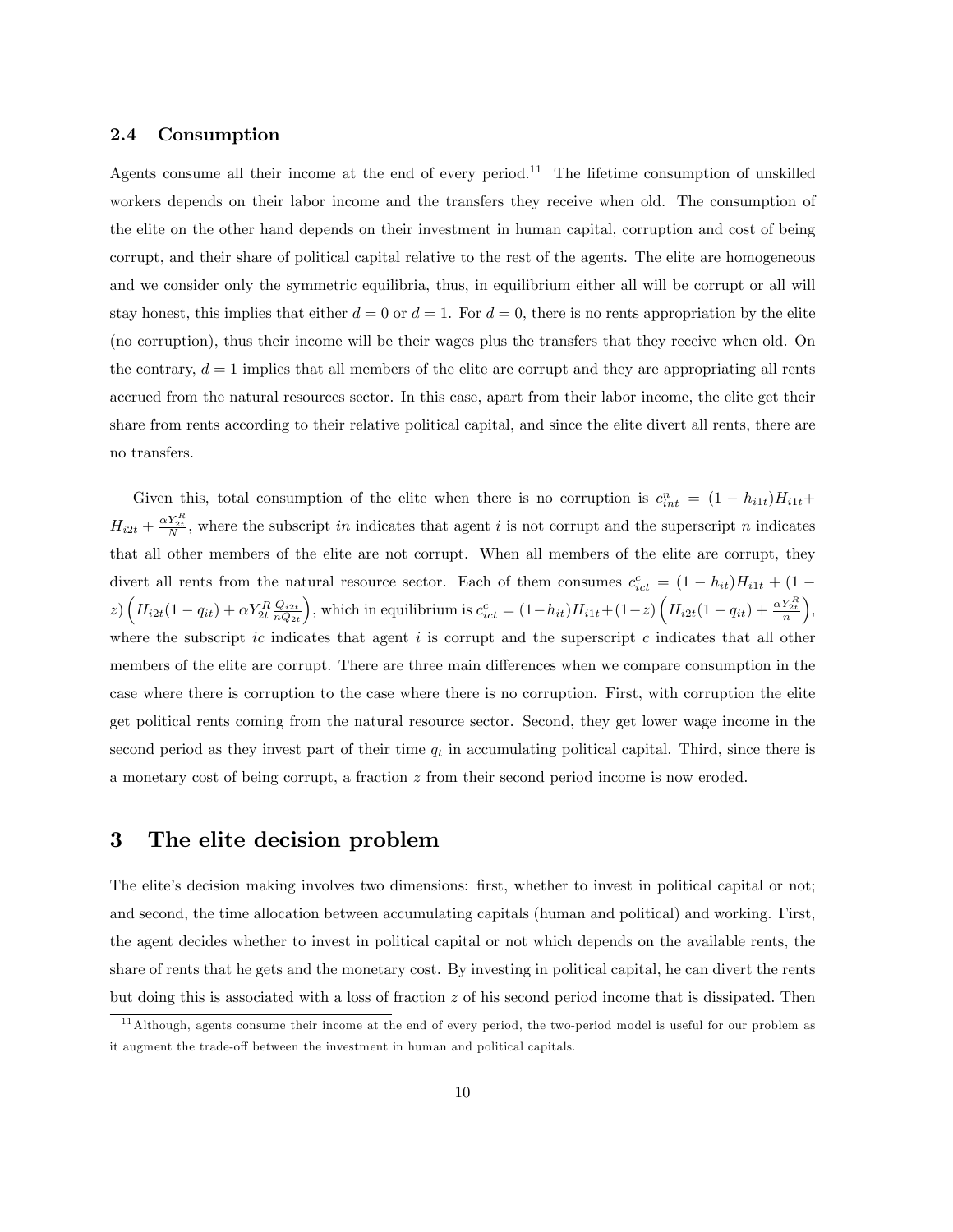### 2.4 Consumption

Agents consume all their income at the end of every period.[11] The lifetime consumption of unskilled workers depends on their labor income and the transfers they receive when old. The consumption of the elite on the other hand depends on their investment in human capital, corruption and cost of being corrupt, and their share of political capital relative to the rest of the agents. The elite are homogeneous and we consider only the symmetric equilibria, thus, in equilibrium either all will be corrupt or all will stay honest, this implies that either $d = 0$ or $d = 1$. For $d = 0$, there is no rents appropriation by the elite (no corruption), thus their income will be their wages plus the transfers that they receive when old. On the contrary, $d = 1$ implies that all members of the elite are corrupt and they are appropriating all rents accrued from the natural resources sector. In this case, apart from their labor income, the elite get their share from rents according to their relative political capital, and since the elite divert all rents, there are no transfers.

Given this, total consumption of the elite when there is no corruption is $c^n_{int} = (1 - h_{i1t})H_{i1t} + H_{i2t} + \frac{\alpha Y^R_{2t}}{N}$, where the subscript $in$ indicates that agent $i$ is not corrupt and the superscript $n$ indicates that all other members of the elite are not corrupt. When all members of the elite are corrupt, they divert all rents from the natural resource sector. Each of them consumes $c^c_{ict} = (1 - h_{it})H_{i1t} + (1 - z)\left(H_{i2t}(1 - q_{it}) + \alpha Y^R_{2t} \frac{Q_{i2t}}{nQ_{2t}}\right)$, which in equilibrium is $c^c_{ict} = (1-h_{it})H_{i1t}+(1-z)\left(H_{i2t}(1 - q_{it}) + \frac{\alpha Y^R_{2t}}{n}\right)$, where the subscript $ic$ indicates that agent $i$ is corrupt and the superscript $c$ indicates that all other members of the elite are corrupt. There are three main differences when we compare consumption in the case where there is corruption to the case where there is no corruption. First, with corruption the elite get political rents coming from the natural resource sector. Second, they get lower wage income in the second period as they invest part of their time $q_t$ in accumulating political capital. Third, since there is a monetary cost of being corrupt, a fraction $z$ from their second period income is now eroded.

# 3 The elite decision problem

The elite's decision making involves two dimensions: first, whether to invest in political capital or not; and second, the time allocation between accumulating capitals (human and political) and working. First, the agent decides whether to invest in political capital or not which depends on the available rents, the share of rents that he gets and the monetary cost. By investing in political capital, he can divert the rents but doing this is associated with a loss of fraction $z$ of his second period income that is dissipated. Then

[11] Although, agents consume their income at the end of every period, the two-period model is useful for our problem as it augment the trade-off between the investment in human and political capitals.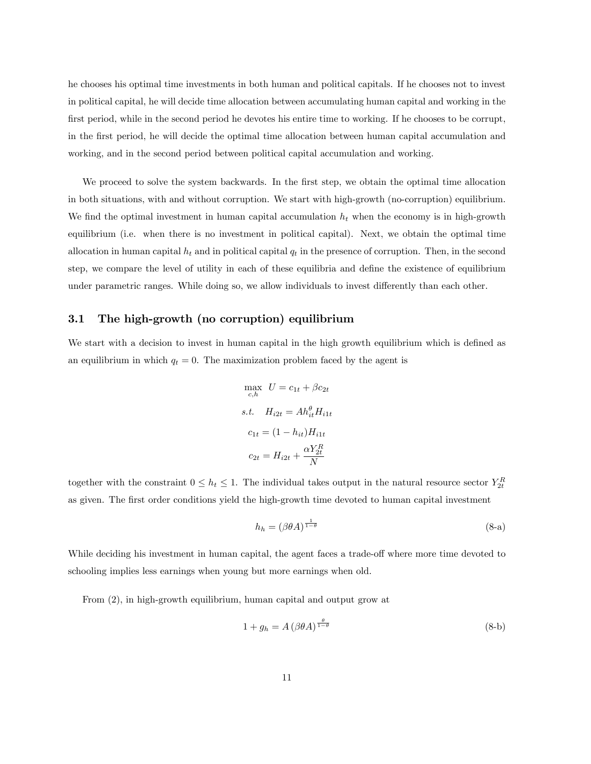he chooses his optimal time investments in both human and political capitals. If he chooses not to invest in political capital, he will decide time allocation between accumulating human capital and working in the first period, while in the second period he devotes his entire time to working. If he chooses to be corrupt, in the first period, he will decide the optimal time allocation between human capital accumulation and working, and in the second period between political capital accumulation and working.

We proceed to solve the system backwards. In the first step, we obtain the optimal time allocation in both situations, with and without corruption. We start with high-growth (no-corruption) equilibrium. We find the optimal investment in human capital accumulation $h_t$ when the economy is in high-growth equilibrium (i.e. when there is no investment in political capital). Next, we obtain the optimal time allocation in human capital $h_t$ and in political capital $q_t$ in the presence of corruption. Then, in the second step, we compare the level of utility in each of these equilibria and define the existence of equilibrium under parametric ranges. While doing so, we allow individuals to invest differently than each other.

## 3.1 The high-growth (no corruption) equilibrium

We start with a decision to invest in human capital in the high growth equilibrium which is defined as an equilibrium in which $q_t = 0$. The maximization problem faced by the agent is

$$\max_{c,h} \; U = c_{1t} + \beta c_{2t}$$

$$s.t. \quad H_{i2t} = A h_{it}^{\theta} H_{i1t}$$

$$c_{1t} = (1 - h_{it}) H_{i1t}$$

$$c_{2t} = H_{i2t} + \frac{\alpha Y_{2t}^{R}}{N}$$

together with the constraint $0 \leq h_t \leq 1$. The individual takes output in the natural resource sector $Y_{2t}^{R}$ as given. The first order conditions yield the high-growth time devoted to human capital investment

$$h_h = (\beta \theta A)^{\frac{1}{1-\theta}} \tag{8-a}$$

While deciding his investment in human capital, the agent faces a trade-off where more time devoted to schooling implies less earnings when young but more earnings when old.

From (2), in high-growth equilibrium, human capital and output grow at

$$1 + g_h = A \, (\beta \theta A)^{\frac{\theta}{1-\theta}} \tag{8-b}$$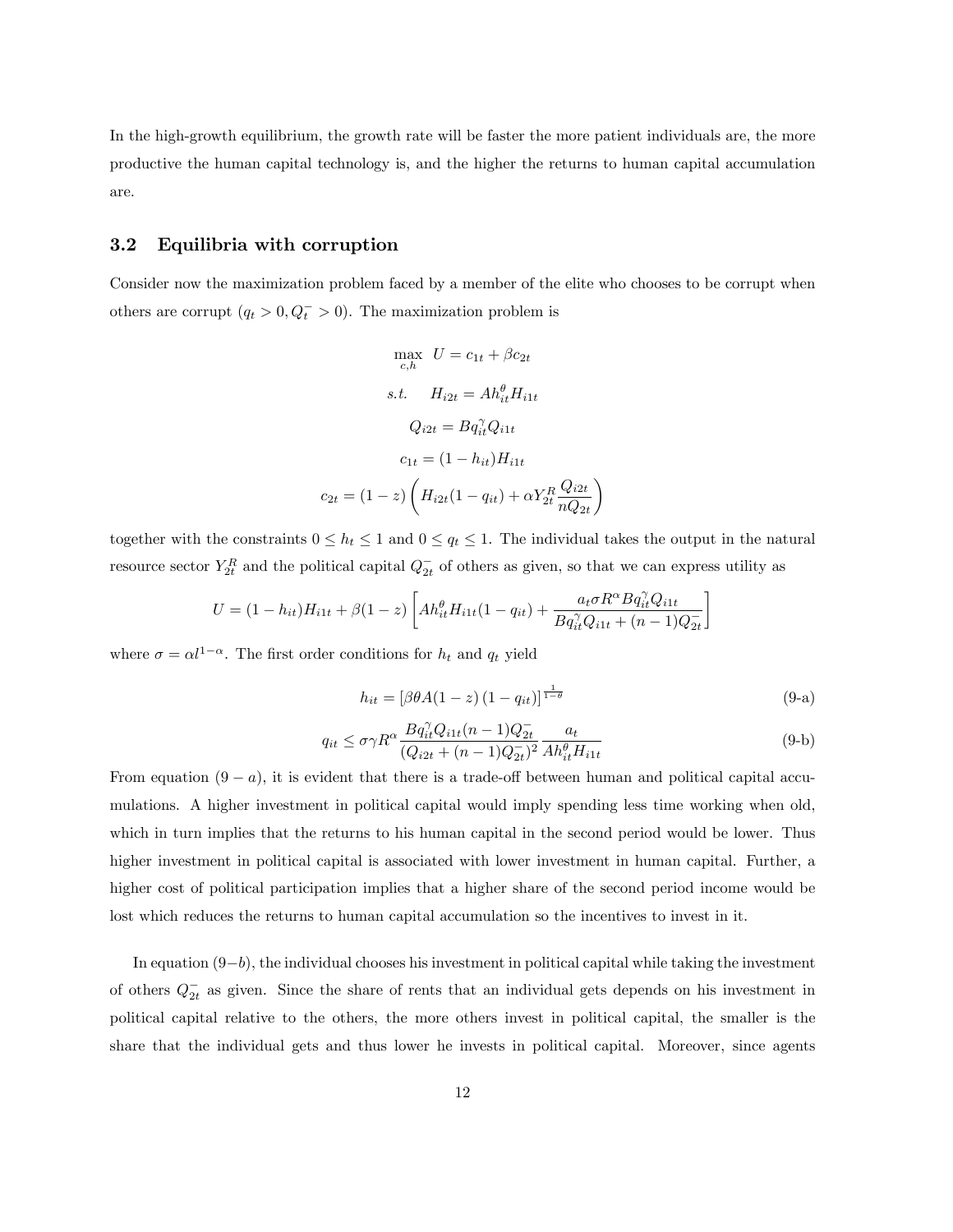In the high-growth equilibrium, the growth rate will be faster the more patient individuals are, the more productive the human capital technology is, and the higher the returns to human capital accumulation are.

### 3.2 Equilibria with corruption

Consider now the maximization problem faced by a member of the elite who chooses to be corrupt when others are corrupt ($q_t > 0, Q_t^- > 0$). The maximization problem is

$$\max_{c,h} \; U = c_{1t} + \beta c_{2t}$$

$$s.t. \quad H_{i2t} = Ah_{it}^{\theta} H_{i1t}$$

$$Q_{i2t} = Bq_{it}^{\gamma} Q_{i1t}$$

$$c_{1t} = (1 - h_{it})H_{i1t}$$

$$c_{2t} = (1 - z)\left(H_{i2t}(1 - q_{it}) + \alpha Y_{2t}^{R} \frac{Q_{i2t}}{nQ_{2t}}\right)$$

together with the constraints $0 \leq h_t \leq 1$ and $0 \leq q_t \leq 1$. The individual takes the output in the natural resource sector $Y_{2t}^R$ and the political capital $Q_{2t}^-$ of others as given, so that we can express utility as

$$U = (1 - h_{it})H_{i1t} + \beta(1 - z)\left[Ah_{it}^{\theta} H_{i1t}(1 - q_{it}) + \frac{a_t \sigma R^{\alpha} Bq_{it}^{\gamma} Q_{i1t}}{Bq_{it}^{\gamma} Q_{i1t} + (n - 1)Q_{2t}^{-}}\right]$$

where $\sigma = \alpha l^{1-\alpha}$. The first order conditions for $h_t$ and $q_t$ yield

$$h_{it} = \left[\beta\theta A(1 - z)\left(1 - q_{it}\right)\right]^{\frac{1}{1-\theta}} \tag{9-a}$$

$$q_{it} \leq \sigma\gamma R^{\alpha} \frac{Bq_{it}^{\gamma} Q_{i1t}(n - 1)Q_{2t}^{-}}{(Q_{i2t} + (n - 1)Q_{2t}^{-})^2} \frac{a_t}{Ah_{it}^{\theta} H_{i1t}} \tag{9-b}$$

From equation $(9-a)$, it is evident that there is a trade-off between human and political capital accumulations. A higher investment in political capital would imply spending less time working when old, which in turn implies that the returns to his human capital in the second period would be lower. Thus higher investment in political capital is associated with lower investment in human capital. Further, a higher cost of political participation implies that a higher share of the second period income would be lost which reduces the returns to human capital accumulation so the incentives to invest in it.

In equation $(9-b)$, the individual chooses his investment in political capital while taking the investment of others $Q_{2t}^-$ as given. Since the share of rents that an individual gets depends on his investment in political capital relative to the others, the more others invest in political capital, the smaller is the share that the individual gets and thus lower he invests in political capital. Moreover, since agents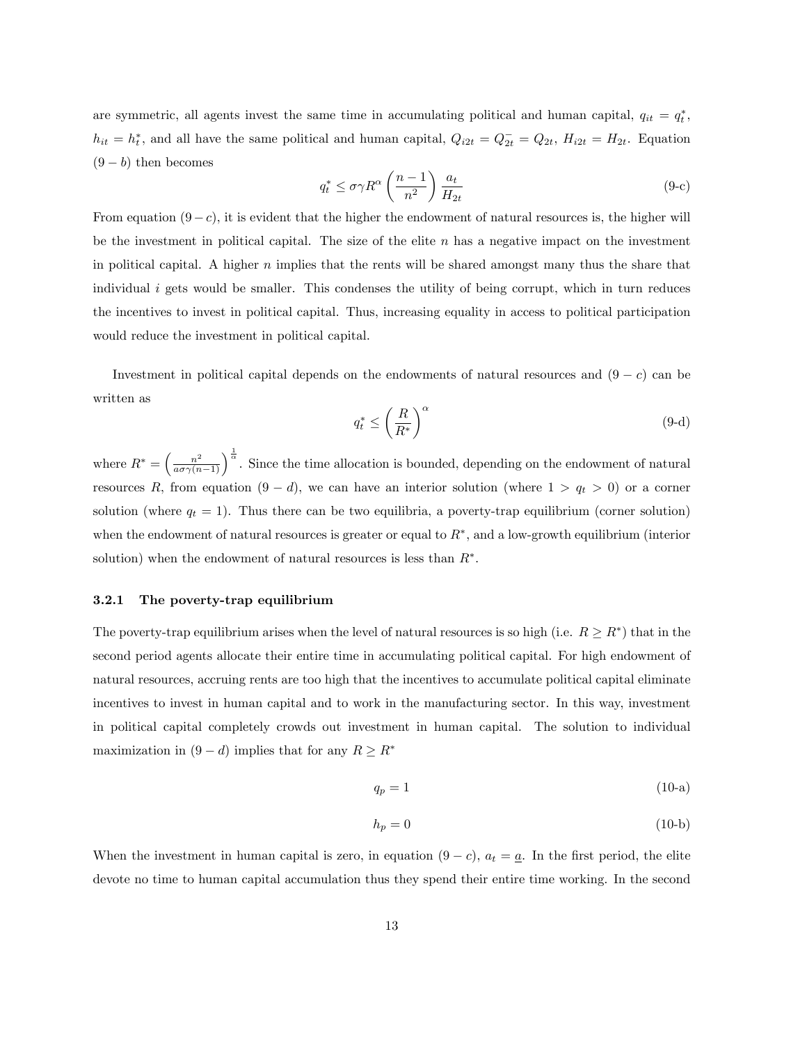are symmetric, all agents invest the same time in accumulating political and human capital, $q_{it} = q_t^*$, $h_{it} = h_t^*$, and all have the same political and human capital, $Q_{i2t} = Q_{2t}^- = Q_{2t}$, $H_{i2t} = H_{2t}$. Equation $(9-b)$ then becomes

$$q_t^* \leq \sigma\gamma R^{\alpha}\left(\frac{n-1}{n^2}\right)\frac{a_t}{H_{2t}} \tag{9-c}$$

From equation $(9-c)$, it is evident that the higher the endowment of natural resources is, the higher will be the investment in political capital. The size of the elite $n$ has a negative impact on the investment in political capital. A higher $n$ implies that the rents will be shared amongst many thus the share that individual $i$ gets would be smaller. This condenses the utility of being corrupt, which in turn reduces the incentives to invest in political capital. Thus, increasing equality in access to political participation would reduce the investment in political capital.

Investment in political capital depends on the endowments of natural resources and $(9-c)$ can be written as

$$q_t^* \leq \left(\frac{R}{R^*}\right)^{\alpha} \tag{9-d}$$

where $R^* = \left(\frac{n^2}{a\sigma\gamma(n-1)}\right)^{\frac{1}{\alpha}}$. Since the time allocation is bounded, depending on the endowment of natural resources $R$, from equation $(9-d)$, we can have an interior solution (where $1 > q_t > 0$) or a corner solution (where $q_t = 1$). Thus there can be two equilibria, a poverty-trap equilibrium (corner solution) when the endowment of natural resources is greater or equal to $R^*$, and a low-growth equilibrium (interior solution) when the endowment of natural resources is less than $R^*$.

### 3.2.1 The poverty-trap equilibrium

The poverty-trap equilibrium arises when the level of natural resources is so high (i.e. $R \geq R^*$) that in the second period agents allocate their entire time in accumulating political capital. For high endowment of natural resources, accruing rents are too high that the incentives to accumulate political capital eliminate incentives to invest in human capital and to work in the manufacturing sector. In this way, investment in political capital completely crowds out investment in human capital. The solution to individual maximization in $(9-d)$ implies that for any $R \geq R^*$

$$q_p = 1 \tag{10-a}$$

$$h_p = 0 \tag{10-b}$$

When the investment in human capital is zero, in equation $(9-c)$, $a_t = \underline{a}$. In the first period, the elite devote no time to human capital accumulation thus they spend their entire time working. In the second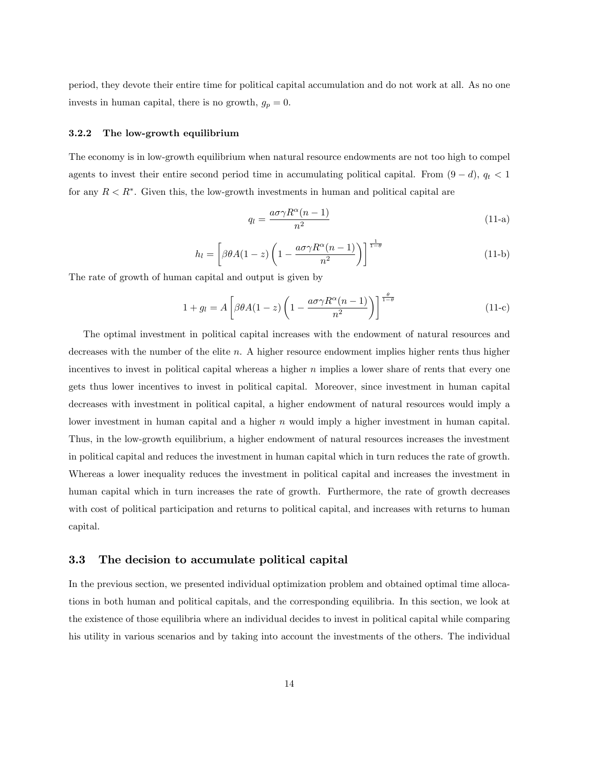period, they devote their entire time for political capital accumulation and do not work at all. As no one invests in human capital, there is no growth, $g_p = 0$.

### 3.2.2 The low-growth equilibrium

The economy is in low-growth equilibrium when natural resource endowments are not too high to compel agents to invest their entire second period time in accumulating political capital. From $(9-d)$, $q_t < 1$ for any $R < R^*$. Given this, the low-growth investments in human and political capital are

$$q_l = \frac{a\sigma\gamma R^{\alpha}(n-1)}{n^2} \tag{11-a}$$

$$h_l = \left[\beta\theta A(1-z)\left(1 - \frac{a\sigma\gamma R^{\alpha}(n-1)}{n^2}\right)\right]^{\frac{1}{1-\theta}} \tag{11-b}$$

The rate of growth of human capital and output is given by

$$1 + g_l = A\left[\beta\theta A(1-z)\left(1 - \frac{a\sigma\gamma R^{\alpha}(n-1)}{n^2}\right)\right]^{\frac{\theta}{1-\theta}} \tag{11-c}$$

The optimal investment in political capital increases with the endowment of natural resources and decreases with the number of the elite $n$. A higher resource endowment implies higher rents thus higher incentives to invest in political capital whereas a higher $n$ implies a lower share of rents that every one gets thus lower incentives to invest in political capital. Moreover, since investment in human capital decreases with investment in political capital, a higher endowment of natural resources would imply a lower investment in human capital and a higher $n$ would imply a higher investment in human capital. Thus, in the low-growth equilibrium, a higher endowment of natural resources increases the investment in political capital and reduces the investment in human capital which in turn reduces the rate of growth. Whereas a lower inequality reduces the investment in political capital and increases the investment in human capital which in turn increases the rate of growth. Furthermore, the rate of growth decreases with cost of political participation and returns to political capital, and increases with returns to human capital.

## 3.3 The decision to accumulate political capital

In the previous section, we presented individual optimization problem and obtained optimal time allocations in both human and political capitals, and the corresponding equilibria. In this section, we look at the existence of those equilibria where an individual decides to invest in political capital while comparing his utility in various scenarios and by taking into account the investments of the others. The individual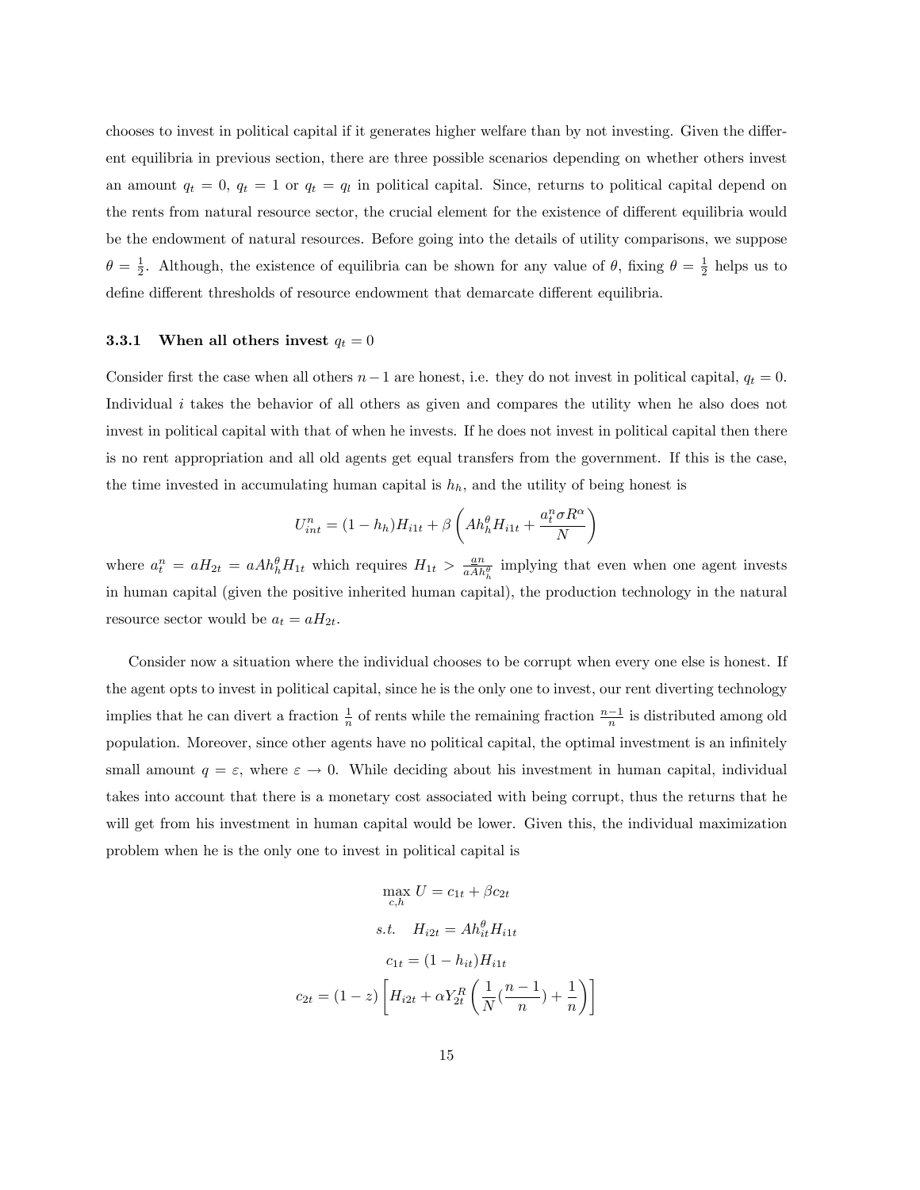chooses to invest in political capital if it generates higher welfare than by not investing. Given the different equilibria in previous section, there are three possible scenarios depending on whether others invest an amount $q_t = 0$, $q_t = 1$ or $q_t = q_l$ in political capital. Since, returns to political capital depend on the rents from natural resource sector, the crucial element for the existence of different equilibria would be the endowment of natural resources. Before going into the details of utility comparisons, we suppose $\theta = \frac{1}{2}$. Although, the existence of equilibria can be shown for any value of $\theta$, fixing $\theta = \frac{1}{2}$ helps us to define different thresholds of resource endowment that demarcate different equilibria.

### 3.3.1 When all others invest $q_t = 0$

Consider first the case when all others $n-1$ are honest, i.e. they do not invest in political capital, $q_t = 0$. Individual $i$ takes the behavior of all others as given and compares the utility when he also does not invest in political capital with that of when he invests. If he does not invest in political capital then there is no rent appropriation and all old agents get equal transfers from the government. If this is the case, the time invested in accumulating human capital is $h_h$, and the utility of being honest is

$$U_{int}^n = (1 - h_h)H_{i1t} + \beta \left( Ah_h^\theta H_{i1t} + \frac{a_t^n \sigma R^\alpha}{N} \right)$$

where $a_t^n = aH_{2t} = aAh_h^\theta H_{1t}$ which requires $H_{1t} > \frac{an}{aAh_h^\theta}$ implying that even when one agent invests in human capital (given the positive inherited human capital), the production technology in the natural resource sector would be $a_t = aH_{2t}$.

Consider now a situation where the individual chooses to be corrupt when every one else is honest. If the agent opts to invest in political capital, since he is the only one to invest, our rent diverting technology implies that he can divert a fraction $\frac{1}{n}$ of rents while the remaining fraction $\frac{n-1}{n}$ is distributed among old population. Moreover, since other agents have no political capital, the optimal investment is an infinitely small amount $q = \varepsilon$, where $\varepsilon \to 0$. While deciding about his investment in human capital, individual takes into account that there is a monetary cost associated with being corrupt, thus the returns that he will get from his investment in human capital would be lower. Given this, the individual maximization problem when he is the only one to invest in political capital is

$$\max_{c,h} U = c_{1t} + \beta c_{2t}$$

$$s.t. \quad H_{i2t} = Ah_{it}^\theta H_{i1t}$$

$$c_{1t} = (1 - h_{it})H_{i1t}$$

$$c_{2t} = (1 - z) \left[ H_{i2t} + \alpha Y_{2t}^R \left( \frac{1}{N}(\frac{n-1}{n}) + \frac{1}{n} \right) \right]$$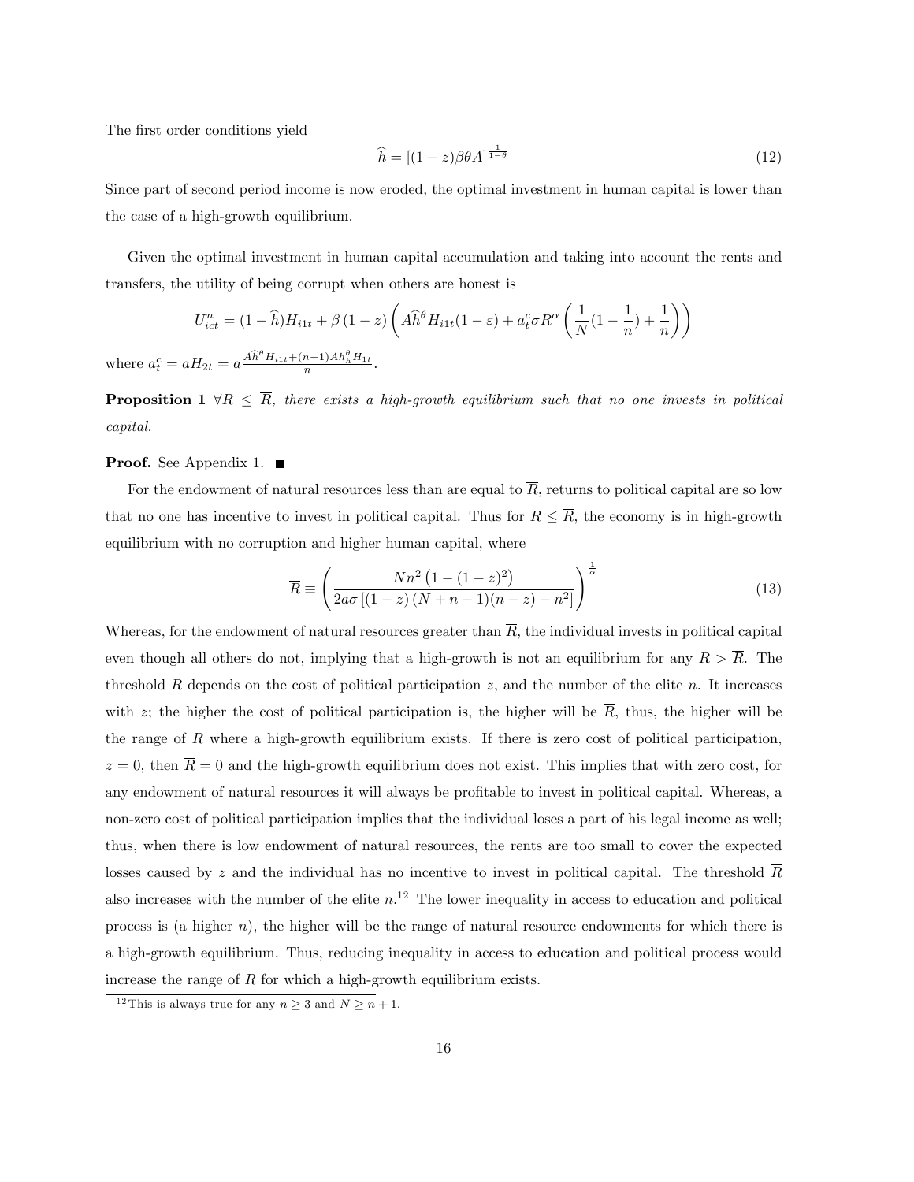The first order conditions yield

$$\widehat{h} = [(1-z)\beta\theta A]^{\frac{1}{1-\theta}} \tag{12}$$

Since part of second period income is now eroded, the optimal investment in human capital is lower than the case of a high-growth equilibrium.

Given the optimal investment in human capital accumulation and taking into account the rents and transfers, the utility of being corrupt when others are honest is

$$U_{ict}^{n} = (1-\widehat{h})H_{i1t} + \beta\,(1-z)\left(A\widehat{h}^{\theta}H_{i1t}(1-\varepsilon) + a_t^c\sigma R^{\alpha}\left(\frac{1}{N}(1-\frac{1}{n}) + \frac{1}{n}\right)\right)$$

where $a_t^c = aH_{2t} = a\frac{A\widehat{h}^{\theta}H_{i1t}+(n-1)Ah_h^{\theta}H_{1t}}{n}$.

**Proposition 1** *$\forall R \leq \overline{R}$, there exists a high-growth equilibrium such that no one invests in political capital.*

**Proof.** See Appendix 1. ■

For the endowment of natural resources less than are equal to $\overline{R}$, returns to political capital are so low that no one has incentive to invest in political capital. Thus for $R \leq \overline{R}$, the economy is in high-growth equilibrium with no corruption and higher human capital, where

$$\overline{R} \equiv \left(\frac{Nn^2\left(1-(1-z)^2\right)}{2a\sigma\left[(1-z)\left(N+n-1\right)(n-z)-n^2\right]}\right)^{\frac{1}{\alpha}} \tag{13}$$

Whereas, for the endowment of natural resources greater than $\overline{R}$, the individual invests in political capital even though all others do not, implying that a high-growth is not an equilibrium for any $R > \overline{R}$. The threshold $\overline{R}$ depends on the cost of political participation $z$, and the number of the elite $n$. It increases with $z$; the higher the cost of political participation is, the higher will be $\overline{R}$, thus, the higher will be the range of $R$ where a high-growth equilibrium exists. If there is zero cost of political participation, $z = 0$, then $\overline{R} = 0$ and the high-growth equilibrium does not exist. This implies that with zero cost, for any endowment of natural resources it will always be profitable to invest in political capital. Whereas, a non-zero cost of political participation implies that the individual loses a part of his legal income as well; thus, when there is low endowment of natural resources, the rents are too small to cover the expected losses caused by $z$ and the individual has no incentive to invest in political capital. The threshold $\overline{R}$ also increases with the number of the elite $n$.[12] The lower inequality in access to education and political process is (a higher $n$), the higher will be the range of natural resource endowments for which there is a high-growth equilibrium. Thus, reducing inequality in access to education and political process would increase the range of $R$ for which a high-growth equilibrium exists.

[12] This is always true for any $n \geq 3$ and $N \geq n+1$.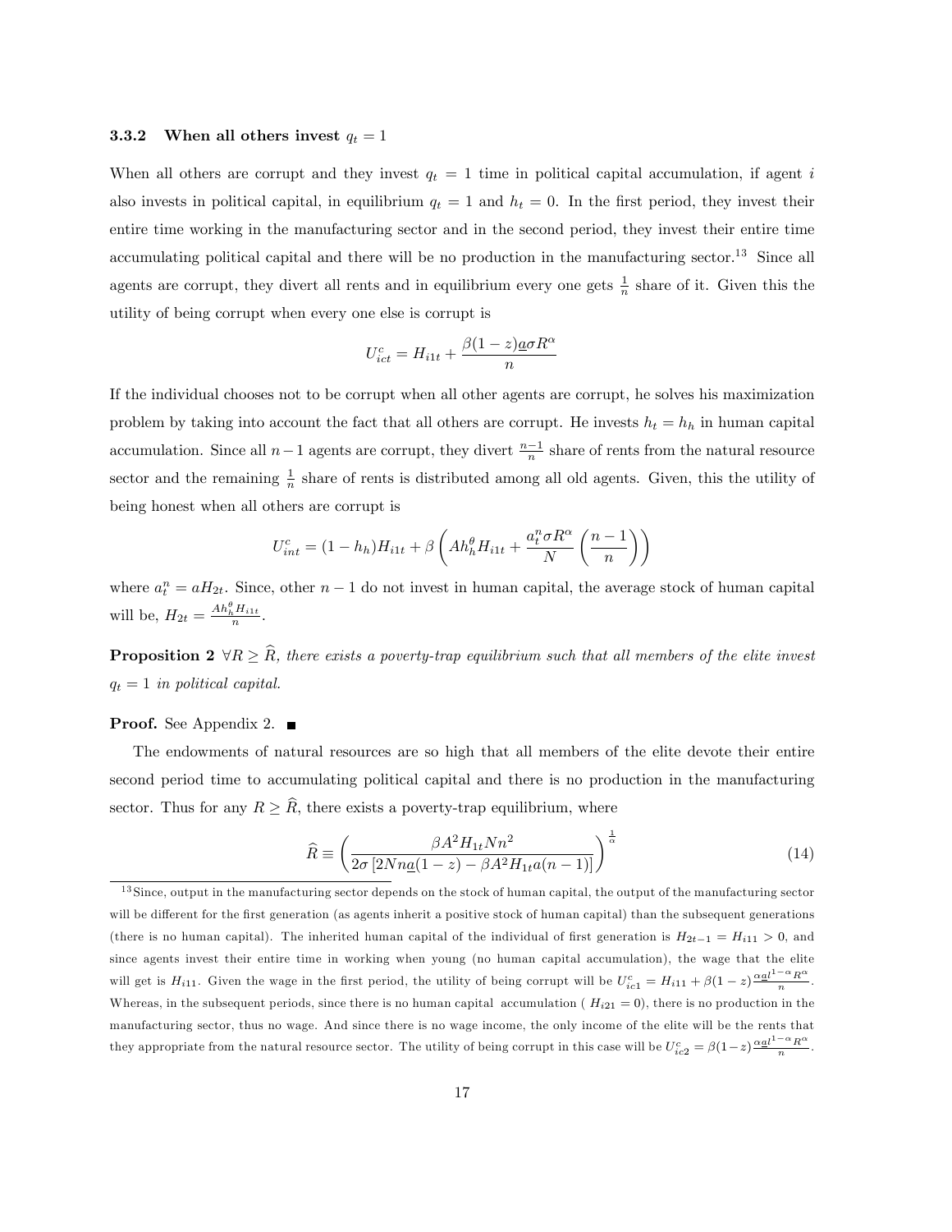### 3.3.2 When all others invest $q_t = 1$

When all others are corrupt and they invest $q_t = 1$ time in political capital accumulation, if agent $i$ also invests in political capital, in equilibrium $q_t = 1$ and $h_t = 0$. In the first period, they invest their entire time working in the manufacturing sector and in the second period, they invest their entire time accumulating political capital and there will be no production in the manufacturing sector.[13] Since all agents are corrupt, they divert all rents and in equilibrium every one gets $\frac{1}{n}$ share of it. Given this the utility of being corrupt when every one else is corrupt is

$$U^c_{ict} = H_{i1t} + \frac{\beta(1-z)\underline{a}\sigma R^{\alpha}}{n}$$

If the individual chooses not to be corrupt when all other agents are corrupt, he solves his maximization problem by taking into account the fact that all others are corrupt. He invests $h_t = h_h$ in human capital accumulation. Since all $n-1$ agents are corrupt, they divert $\frac{n-1}{n}$ share of rents from the natural resource sector and the remaining $\frac{1}{n}$ share of rents is distributed among all old agents. Given, this the utility of being honest when all others are corrupt is

$$U^c_{int} = (1-h_h)H_{i1t} + \beta\left(Ah_h^{\theta}H_{i1t} + \frac{a^n_t \sigma R^{\alpha}}{N}\left(\frac{n-1}{n}\right)\right)$$

where $a^n_t = aH_{2t}$. Since, other $n-1$ do not invest in human capital, the average stock of human capital will be, $H_{2t} = \frac{Ah_h^{\theta}H_{i1t}}{n}$.

**Proposition 2** *$\forall R \geq \widehat{R}$, there exists a poverty-trap equilibrium such that all members of the elite invest $q_t = 1$ in political capital.*

**Proof.** See Appendix 2. ■

The endowments of natural resources are so high that all members of the elite devote their entire second period time to accumulating political capital and there is no production in the manufacturing sector. Thus for any $R \geq \widehat{R}$, there exists a poverty-trap equilibrium, where

$$\widehat{R} \equiv \left(\frac{\beta A^2 H_{1t} N n^2}{2\sigma\left[2Nn\underline{a}(1-z) - \beta A^2 H_{1t} a(n-1)\right]}\right)^{\frac{1}{\alpha}} \tag{14}$$

---

[13] Since, output in the manufacturing sector depends on the stock of human capital, the output of the manufacturing sector will be different for the first generation (as agents inherit a positive stock of human capital) than the subsequent generations (there is no human capital). The inherited human capital of the individual of first generation is $H_{2t-1} = H_{i11} > 0$, and since agents invest their entire time in working when young (no human capital accumulation), the wage that the elite will get is $H_{i11}$. Given the wage in the first period, the utility of being corrupt will be $U^c_{ic1} = H_{i11} + \beta(1-z)\frac{\alpha \underline{a} l^{1-\alpha} R^{\alpha}}{n}$. Whereas, in the subsequent periods, since there is no human capital accumulation ( $H_{i21} = 0$), there is no production in the manufacturing sector, thus no wage. And since there is no wage income, the only income of the elite will be the rents that they appropriate from the natural resource sector. The utility of being corrupt in this case will be $U^c_{ic2} = \beta(1-z)\frac{\alpha \underline{a} l^{1-\alpha} R^{\alpha}}{n}$.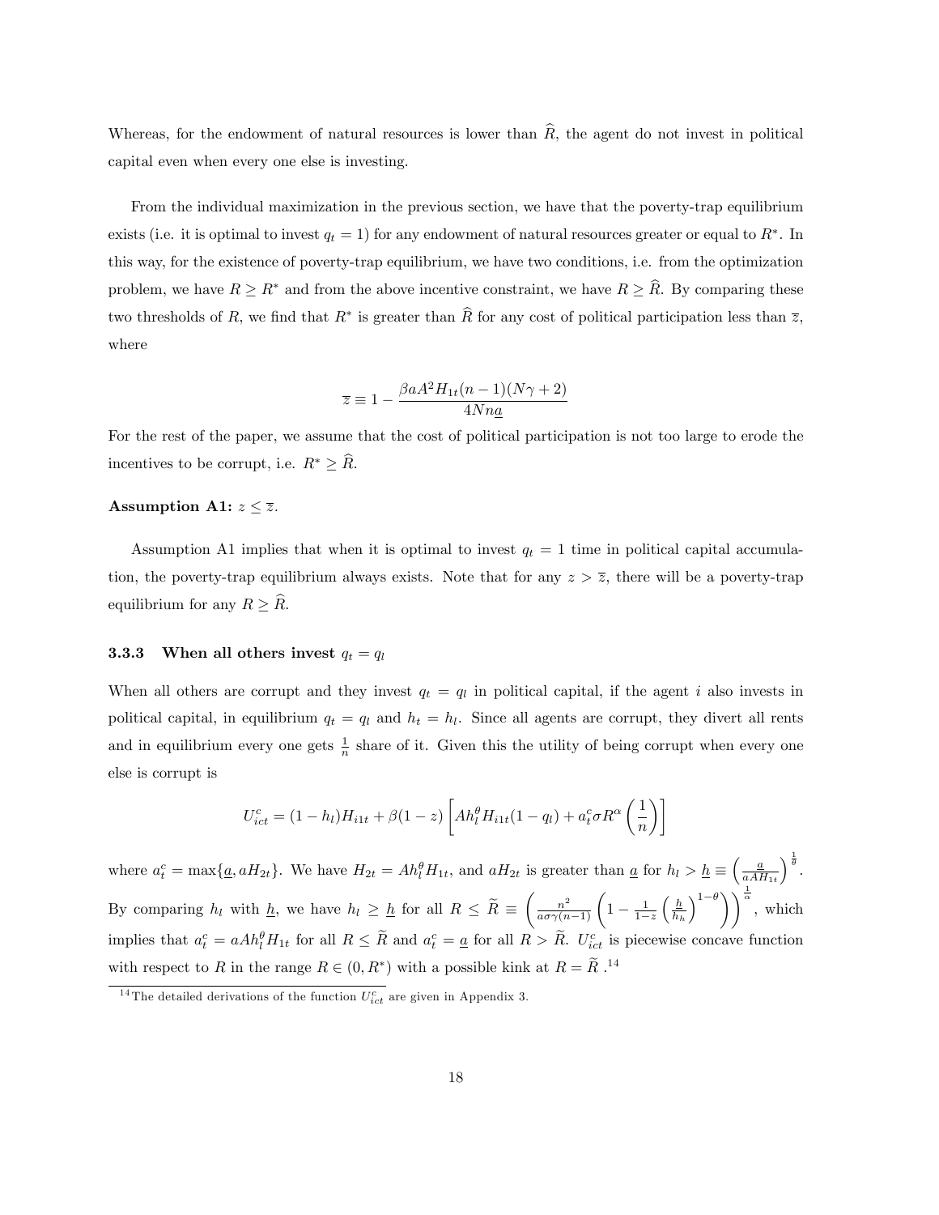Whereas, for the endowment of natural resources is lower than $\widehat{R}$, the agent do not invest in political capital even when every one else is investing.

From the individual maximization in the previous section, we have that the poverty-trap equilibrium exists (i.e. it is optimal to invest $q_t = 1$) for any endowment of natural resources greater or equal to $R^*$. In this way, for the existence of poverty-trap equilibrium, we have two conditions, i.e. from the optimization problem, we have $R \geq R^*$ and from the above incentive constraint, we have $R \geq \widehat{R}$. By comparing these two thresholds of $R$, we find that $R^*$ is greater than $\widehat{R}$ for any cost of political participation less than $\overline{z}$, where

$$\overline{z} \equiv 1 - \frac{\beta a A^2 H_{1t}(n-1)(N\gamma + 2)}{4Nn\underline{a}}$$

For the rest of the paper, we assume that the cost of political participation is not too large to erode the incentives to be corrupt, i.e. $R^* \geq \widehat{R}$.

**Assumption A1:** *$z \leq \overline{z}$.*

Assumption A1 implies that when it is optimal to invest $q_t = 1$ time in political capital accumulation, the poverty-trap equilibrium always exists. Note that for any $z > \overline{z}$, there will be a poverty-trap equilibrium for any $R \geq \widehat{R}$.

### 3.3.3 When all others invest $q_t = q_l$

When all others are corrupt and they invest $q_t = q_l$ in political capital, if the agent $i$ also invests in political capital, in equilibrium $q_t = q_l$ and $h_t = h_l$. Since all agents are corrupt, they divert all rents and in equilibrium every one gets $\frac{1}{n}$ share of it. Given this the utility of being corrupt when every one else is corrupt is

$$U^c_{ict} = (1 - h_l)H_{i1t} + \beta(1 - z)\left[Ah_l^\theta H_{i1t}(1 - q_l) + a^c_t \sigma R^\alpha \left(\frac{1}{n}\right)\right]$$

where $a^c_t = \max\{\underline{a}, aH_{2t}\}$. We have $H_{2t} = Ah_l^\theta H_{1t}$, and $aH_{2t}$ is greater than $\underline{a}$ for $h_l > \underline{h} \equiv \left(\frac{\underline{a}}{aAH_{1t}}\right)^{\frac{1}{\theta}}$. By comparing $h_l$ with $\underline{h}$, we have $h_l \geq \underline{h}$ for all $R \leq \widetilde{R} \equiv \left(\frac{n^2}{a\sigma\gamma(n-1)}\left(1 - \frac{1}{1-z}\left(\frac{\underline{h}}{h_h}\right)^{1-\theta}\right)\right)^{\frac{1}{\alpha}}$, which implies that $a^c_t = aAh_l^\theta H_{1t}$ for all $R \leq \widetilde{R}$ and $a^c_t = \underline{a}$ for all $R > \widetilde{R}$. $U^c_{ict}$ is piecewise concave function with respect to $R$ in the range $R \in (0, R^*)$ with a possible kink at $R = \widetilde{R}$ .[14]

[14] The detailed derivations of the function $U^c_{ict}$ are given in Appendix 3.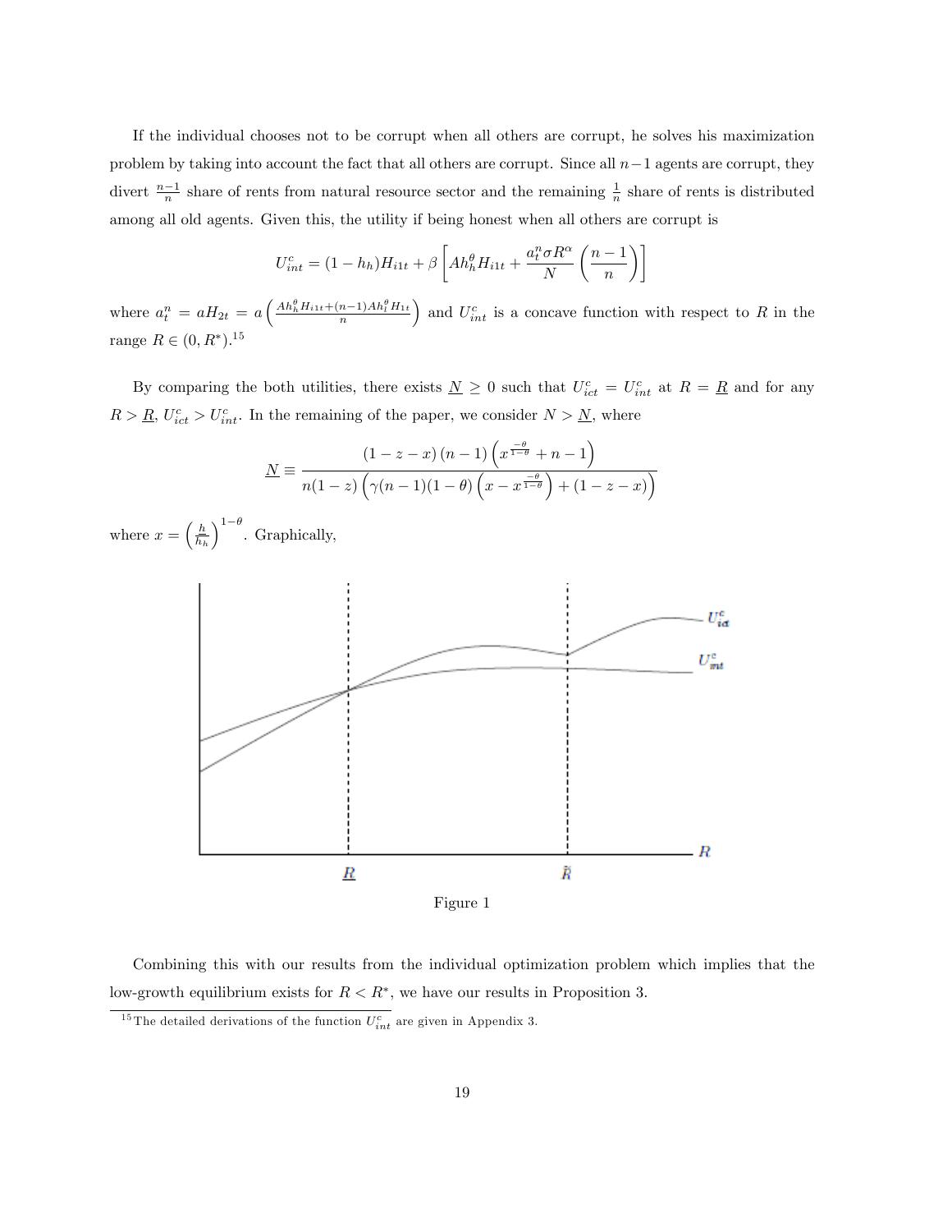If the individual chooses not to be corrupt when all others are corrupt, he solves his maximization problem by taking into account the fact that all others are corrupt. Since all $n-1$ agents are corrupt, they divert $\frac{n-1}{n}$ share of rents from natural resource sector and the remaining $\frac{1}{n}$ share of rents is distributed among all old agents. Given this, the utility if being honest when all others are corrupt is

$$U_{int}^{c} = (1-h_h)H_{i1t} + \beta\left[Ah_h^{\theta}H_{i1t} + \frac{a_t^n \sigma R^{\alpha}}{N}\left(\frac{n-1}{n}\right)\right]$$

where $a_t^n = aH_{2t} = a\left(\frac{Ah_h^{\theta}H_{i1t}+(n-1)Ah_l^{\theta}H_{1t}}{n}\right)$ and $U_{int}^{c}$ is a concave function with respect to $R$ in the range $R \in (0, R^*)$.[15]

By comparing the both utilities, there exists $\underline{N} \geq 0$ such that $U_{ict}^{c} = U_{int}^{c}$ at $R = \underline{R}$ and for any $R > \underline{R}$, $U_{ict}^{c} > U_{int}^{c}$. In the remaining of the paper, we consider $N > \underline{N}$, where

$$\underline{N} \equiv \frac{(1-z-x)(n-1)\left(x^{\frac{-\theta}{1-\theta}}+n-1\right)}{n(1-z)\left(\gamma(n-1)(1-\theta)\left(x - x^{\frac{-\theta}{1-\theta}}\right)+(1-z-x)\right)}$$

where $x = \left(\frac{h}{h_h}\right)^{1-\theta}$. Graphically,

Figure 1

Combining this with our results from the individual optimization problem which implies that the low-growth equilibrium exists for $R < R^*$, we have our results in Proposition 3.

[15] The detailed derivations of the function $U_{int}^{c}$ are given in Appendix 3.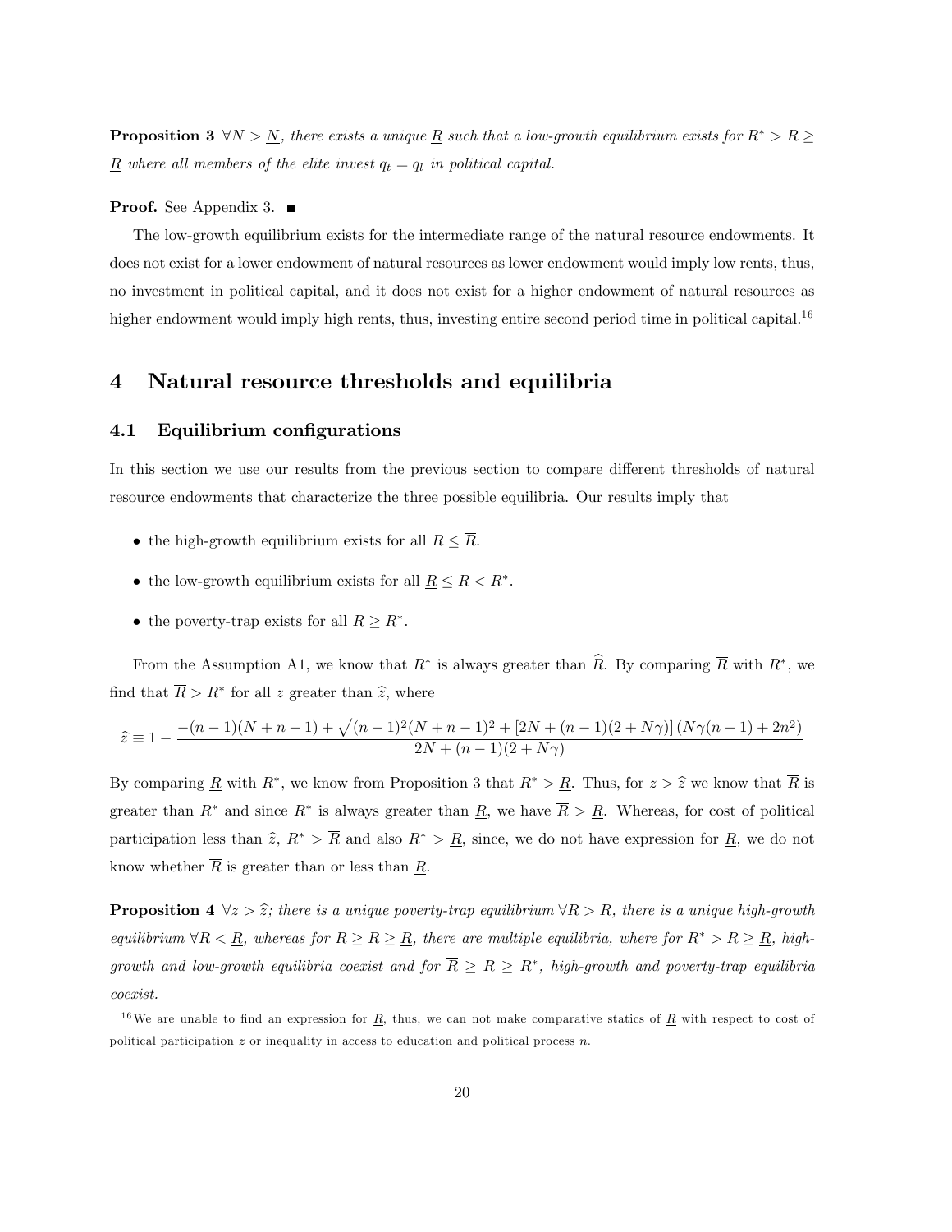**Proposition 3** *$\forall N > \underline{N}$, there exists a unique $\underline{R}$ such that a low-growth equilibrium exists for $R^* > R \geq \underline{R}$ where all members of the elite invest $q_t = q_l$ in political capital.*

**Proof.** See Appendix 3. ■

The low-growth equilibrium exists for the intermediate range of the natural resource endowments. It does not exist for a lower endowment of natural resources as lower endowment would imply low rents, thus, no investment in political capital, and it does not exist for a higher endowment of natural resources as higher endowment would imply high rents, thus, investing entire second period time in political capital.[16]

# 4 Natural resource thresholds and equilibria

## 4.1 Equilibrium configurations

In this section we use our results from the previous section to compare different thresholds of natural resource endowments that characterize the three possible equilibria. Our results imply that

- the high-growth equilibrium exists for all $R \leq \overline{R}$.
- the low-growth equilibrium exists for all $\underline{R} \leq R < R^*$.
- the poverty-trap exists for all $R \geq R^*$.

From the Assumption A1, we know that $R^*$ is always greater than $\widehat{R}$. By comparing $\overline{R}$ with $R^*$, we find that $\overline{R} > R^*$ for all $z$ greater than $\widehat{z}$, where

$$\widehat{z} \equiv 1 - \frac{-(n-1)(N+n-1) + \sqrt{(n-1)^2(N+n-1)^2 + [2N + (n-1)(2+N\gamma)]\,(N\gamma(n-1) + 2n^2)}}{2N + (n-1)(2+N\gamma)}$$

By comparing $\underline{R}$ with $R^*$, we know from Proposition 3 that $R^* > \underline{R}$. Thus, for $z > \widehat{z}$ we know that $\overline{R}$ is greater than $R^*$ and since $R^*$ is always greater than $\underline{R}$, we have $\overline{R} > \underline{R}$. Whereas, for cost of political participation less than $\widehat{z}$, $R^* > \overline{R}$ and also $R^* > \underline{R}$, since, we do not have expression for $\underline{R}$, we do not know whether $\overline{R}$ is greater than or less than $\underline{R}$.

**Proposition 4** *$\forall z > \widehat{z}$; there is a unique poverty-trap equilibrium $\forall R > \overline{R}$, there is a unique high-growth equilibrium $\forall R < \underline{R}$, whereas for $\overline{R} \geq R \geq \underline{R}$, there are multiple equilibria, where for $R^* > R \geq \underline{R}$, high-growth and low-growth equilibria coexist and for $\overline{R} \geq R \geq R^*$, high-growth and poverty-trap equilibria coexist.*

[16] We are unable to find an expression for $\underline{R}$, thus, we can not make comparative statics of $\underline{R}$ with respect to cost of political participation $z$ or inequality in access to education and political process $n$.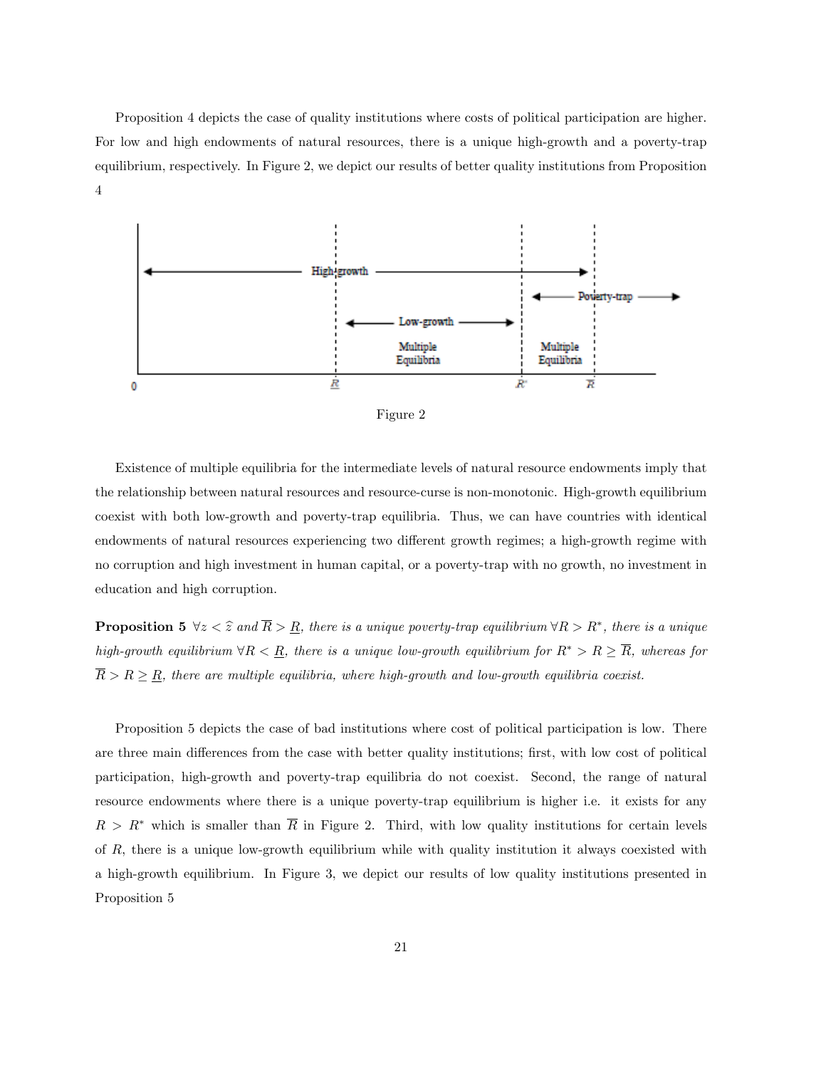Proposition 4 depicts the case of quality institutions where costs of political participation are higher. For low and high endowments of natural resources, there is a unique high-growth and a poverty-trap equilibrium, respectively. In Figure 2, we depict our results of better quality institutions from Proposition 4

Figure 2

Existence of multiple equilibria for the intermediate levels of natural resource endowments imply that the relationship between natural resources and resource-curse is non-monotonic. High-growth equilibrium coexist with both low-growth and poverty-trap equilibria. Thus, we can have countries with identical endowments of natural resources experiencing two different growth regimes; a high-growth regime with no corruption and high investment in human capital, or a poverty-trap with no growth, no investment in education and high corruption.

**Proposition 5** *$\forall z < \widehat{z}$ and $\overline{R} > \underline{R}$, there is a unique poverty-trap equilibrium $\forall R > R^{*}$, there is a unique high-growth equilibrium $\forall R < \underline{R}$, there is a unique low-growth equilibrium for $R^{*} > R \geq \overline{R}$, whereas for $\overline{R} > R \geq \underline{R}$, there are multiple equilibria, where high-growth and low-growth equilibria coexist.*

Proposition 5 depicts the case of bad institutions where cost of political participation is low. There are three main differences from the case with better quality institutions; first, with low cost of political participation, high-growth and poverty-trap equilibria do not coexist. Second, the range of natural resource endowments where there is a unique poverty-trap equilibrium is higher i.e. it exists for any $R > R^{*}$ which is smaller than $\overline{R}$ in Figure 2. Third, with low quality institutions for certain levels of $R$, there is a unique low-growth equilibrium while with quality institution it always coexisted with a high-growth equilibrium. In Figure 3, we depict our results of low quality institutions presented in Proposition 5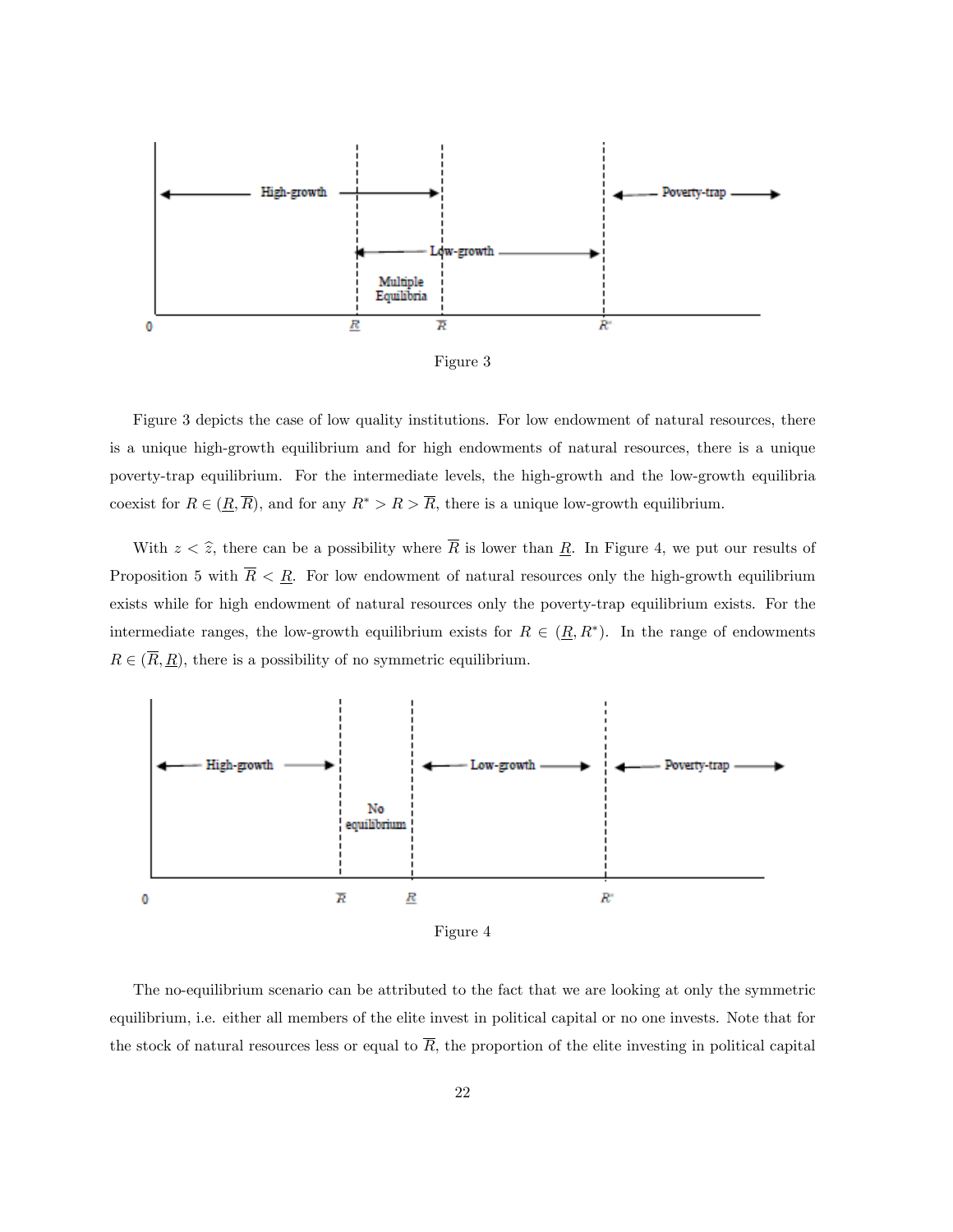Figure 3

Figure 3 depicts the case of low quality institutions. For low endowment of natural resources, there is a unique high-growth equilibrium and for high endowments of natural resources, there is a unique poverty-trap equilibrium. For the intermediate levels, the high-growth and the low-growth equilibria coexist for $R \in (\underline{R}, \overline{R})$, and for any $R^* > R > \overline{R}$, there is a unique low-growth equilibrium.

With $z < \widehat{z}$, there can be a possibility where $\overline{R}$ is lower than $\underline{R}$. In Figure 4, we put our results of Proposition 5 with $\overline{R} < \underline{R}$. For low endowment of natural resources only the high-growth equilibrium exists while for high endowment of natural resources only the poverty-trap equilibrium exists. For the intermediate ranges, the low-growth equilibrium exists for $R \in (\underline{R}, R^*)$. In the range of endowments $R \in (\overline{R}, \underline{R})$, there is a possibility of no symmetric equilibrium.

Figure 4

The no-equilibrium scenario can be attributed to the fact that we are looking at only the symmetric equilibrium, i.e. either all members of the elite invest in political capital or no one invests. Note that for the stock of natural resources less or equal to $\overline{R}$, the proportion of the elite investing in political capital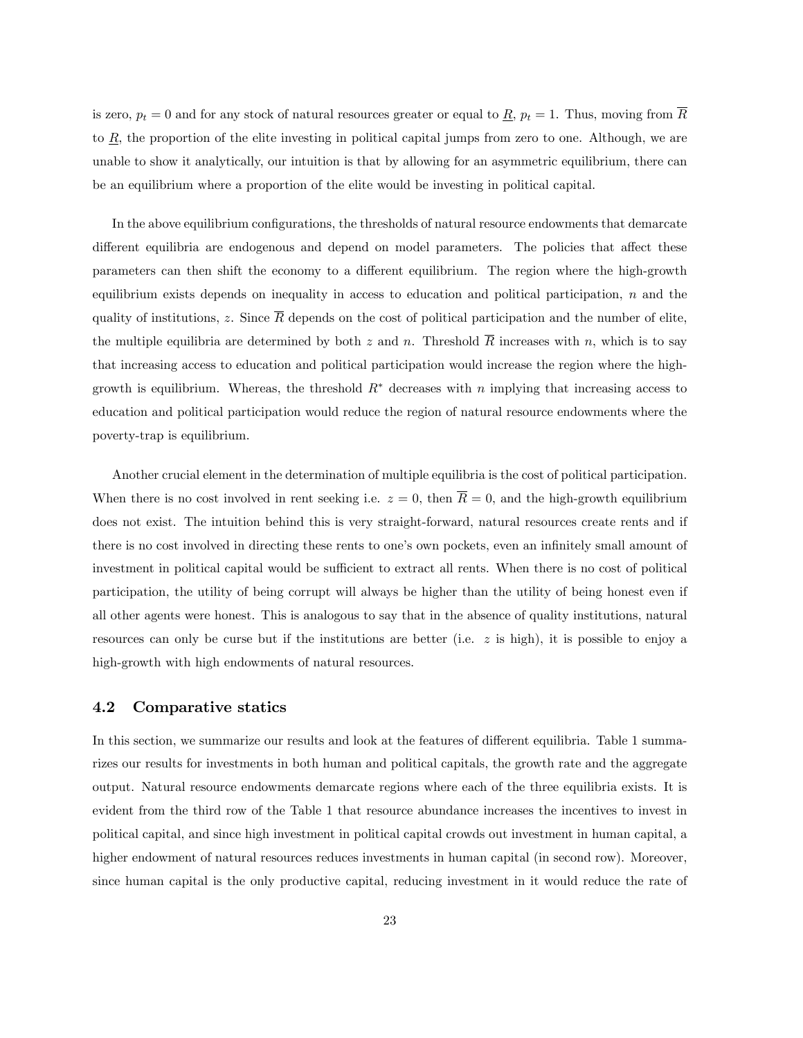is zero, $p_t = 0$ and for any stock of natural resources greater or equal to $\underline{R}$, $p_t = 1$. Thus, moving from $\overline{R}$ to $\underline{R}$, the proportion of the elite investing in political capital jumps from zero to one. Although, we are unable to show it analytically, our intuition is that by allowing for an asymmetric equilibrium, there can be an equilibrium where a proportion of the elite would be investing in political capital.

In the above equilibrium configurations, the thresholds of natural resource endowments that demarcate different equilibria are endogenous and depend on model parameters. The policies that affect these parameters can then shift the economy to a different equilibrium. The region where the high-growth equilibrium exists depends on inequality in access to education and political participation, $n$ and the quality of institutions, $z$. Since $\overline{R}$ depends on the cost of political participation and the number of elite, the multiple equilibria are determined by both $z$ and $n$. Threshold $\overline{R}$ increases with $n$, which is to say that increasing access to education and political participation would increase the region where the high-growth is equilibrium. Whereas, the threshold $R^*$ decreases with $n$ implying that increasing access to education and political participation would reduce the region of natural resource endowments where the poverty-trap is equilibrium.

Another crucial element in the determination of multiple equilibria is the cost of political participation. When there is no cost involved in rent seeking i.e. $z = 0$, then $\overline{R} = 0$, and the high-growth equilibrium does not exist. The intuition behind this is very straight-forward, natural resources create rents and if there is no cost involved in directing these rents to one's own pockets, even an infinitely small amount of investment in political capital would be sufficient to extract all rents. When there is no cost of political participation, the utility of being corrupt will always be higher than the utility of being honest even if all other agents were honest. This is analogous to say that in the absence of quality institutions, natural resources can only be curse but if the institutions are better (i.e. $z$ is high), it is possible to enjoy a high-growth with high endowments of natural resources.

### 4.2 Comparative statics

In this section, we summarize our results and look at the features of different equilibria. Table 1 summarizes our results for investments in both human and political capitals, the growth rate and the aggregate output. Natural resource endowments demarcate regions where each of the three equilibria exists. It is evident from the third row of the Table 1 that resource abundance increases the incentives to invest in political capital, and since high investment in political capital crowds out investment in human capital, a higher endowment of natural resources reduces investments in human capital (in second row). Moreover, since human capital is the only productive capital, reducing investment in it would reduce the rate of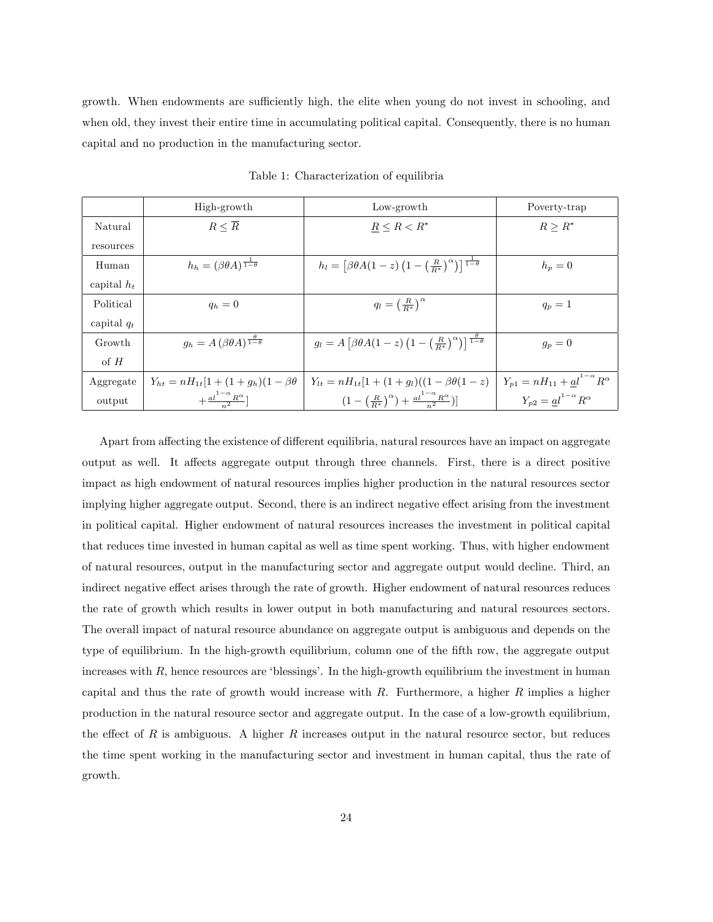growth. When endowments are sufficiently high, the elite when young do not invest in schooling, and when old, they invest their entire time in accumulating political capital. Consequently, there is no human capital and no production in the manufacturing sector.

Table 1: Characterization of equilibria

| | High-growth | Low-growth | Poverty-trap |
|---|---|---|---|
| Natural resources | $R \leq \overline{R}$ | $\underline{R} \leq R < R^{*}$ | $R \geq R^{*}$ |
| Human capital $h_t$ | $h_h = (\beta\theta A)^{\frac{1}{1-\theta}}$ | $h_l = \left[\beta\theta A(1-z)\left(1-\left(\frac{R}{R^{*}}\right)^{\alpha}\right)\right]^{\frac{1}{1-\theta}}$ | $h_p = 0$ |
| Political capital $q_t$ | $q_h = 0$ | $q_l = \left(\frac{R}{R^{*}}\right)^{\alpha}$ | $q_p = 1$ |
| Growth of $H$ | $g_h = A\,(\beta\theta A)^{\frac{\theta}{1-\theta}}$ | $g_l = A\left[\beta\theta A(1-z)\left(1-\left(\frac{R}{R^{*}}\right)^{\alpha}\right)\right]^{\frac{\theta}{1-\theta}}$ | $g_p = 0$ |
| Aggregate output | $Y_{ht} = nH_{1t}[1+(1+g_h)(1-\beta\theta$ $+\frac{a\underline{l}^{1-\alpha}R^{\alpha}}{n^2}]$ | $Y_{lt} = nH_{1t}[1+(1+g_l)((1-\beta\theta(1-z)$ $(1-\left(\frac{R}{R^{*}}\right)^{\alpha})+\frac{a\underline{l}^{1-\alpha}R^{\alpha}}{n^2})]$ | $Y_{p1} = nH_{11} + a\underline{l}^{1-\alpha}R^{\alpha}$ $Y_{p2} = a\underline{l}^{1-\alpha}R^{\alpha}$ |

Apart from affecting the existence of different equilibria, natural resources have an impact on aggregate output as well. It affects aggregate output through three channels. First, there is a direct positive impact as high endowment of natural resources implies higher production in the natural resources sector implying higher aggregate output. Second, there is an indirect negative effect arising from the investment in political capital. Higher endowment of natural resources increases the investment in political capital that reduces time invested in human capital as well as time spent working. Thus, with higher endowment of natural resources, output in the manufacturing sector and aggregate output would decline. Third, an indirect negative effect arises through the rate of growth. Higher endowment of natural resources reduces the rate of growth which results in lower output in both manufacturing and natural resources sectors. The overall impact of natural resource abundance on aggregate output is ambiguous and depends on the type of equilibrium. In the high-growth equilibrium, column one of the fifth row, the aggregate output increases with $R$, hence resources are 'blessings'. In the high-growth equilibrium the investment in human capital and thus the rate of growth would increase with $R$. Furthermore, a higher $R$ implies a higher production in the natural resource sector and aggregate output. In the case of a low-growth equilibrium, the effect of $R$ is ambiguous. A higher $R$ increases output in the natural resource sector, but reduces the time spent working in the manufacturing sector and investment in human capital, thus the rate of growth.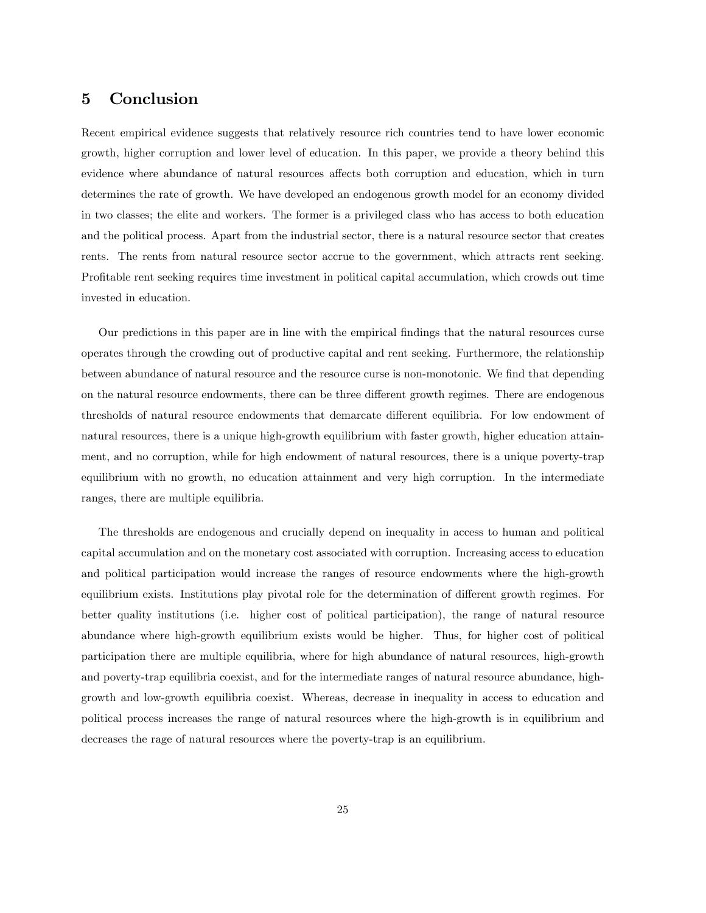## 5 Conclusion

Recent empirical evidence suggests that relatively resource rich countries tend to have lower economic growth, higher corruption and lower level of education. In this paper, we provide a theory behind this evidence where abundance of natural resources affects both corruption and education, which in turn determines the rate of growth. We have developed an endogenous growth model for an economy divided in two classes; the elite and workers. The former is a privileged class who has access to both education and the political process. Apart from the industrial sector, there is a natural resource sector that creates rents. The rents from natural resource sector accrue to the government, which attracts rent seeking. Profitable rent seeking requires time investment in political capital accumulation, which crowds out time invested in education.

Our predictions in this paper are in line with the empirical findings that the natural resources curse operates through the crowding out of productive capital and rent seeking. Furthermore, the relationship between abundance of natural resource and the resource curse is non-monotonic. We find that depending on the natural resource endowments, there can be three different growth regimes. There are endogenous thresholds of natural resource endowments that demarcate different equilibria. For low endowment of natural resources, there is a unique high-growth equilibrium with faster growth, higher education attainment, and no corruption, while for high endowment of natural resources, there is a unique poverty-trap equilibrium with no growth, no education attainment and very high corruption. In the intermediate ranges, there are multiple equilibria.

The thresholds are endogenous and crucially depend on inequality in access to human and political capital accumulation and on the monetary cost associated with corruption. Increasing access to education and political participation would increase the ranges of resource endowments where the high-growth equilibrium exists. Institutions play pivotal role for the determination of different growth regimes. For better quality institutions (i.e. higher cost of political participation), the range of natural resource abundance where high-growth equilibrium exists would be higher. Thus, for higher cost of political participation there are multiple equilibria, where for high abundance of natural resources, high-growth and poverty-trap equilibria coexist, and for the intermediate ranges of natural resource abundance, high-growth and low-growth equilibria coexist. Whereas, decrease in inequality in access to education and political process increases the range of natural resources where the high-growth is in equilibrium and decreases the rage of natural resources where the poverty-trap is an equilibrium.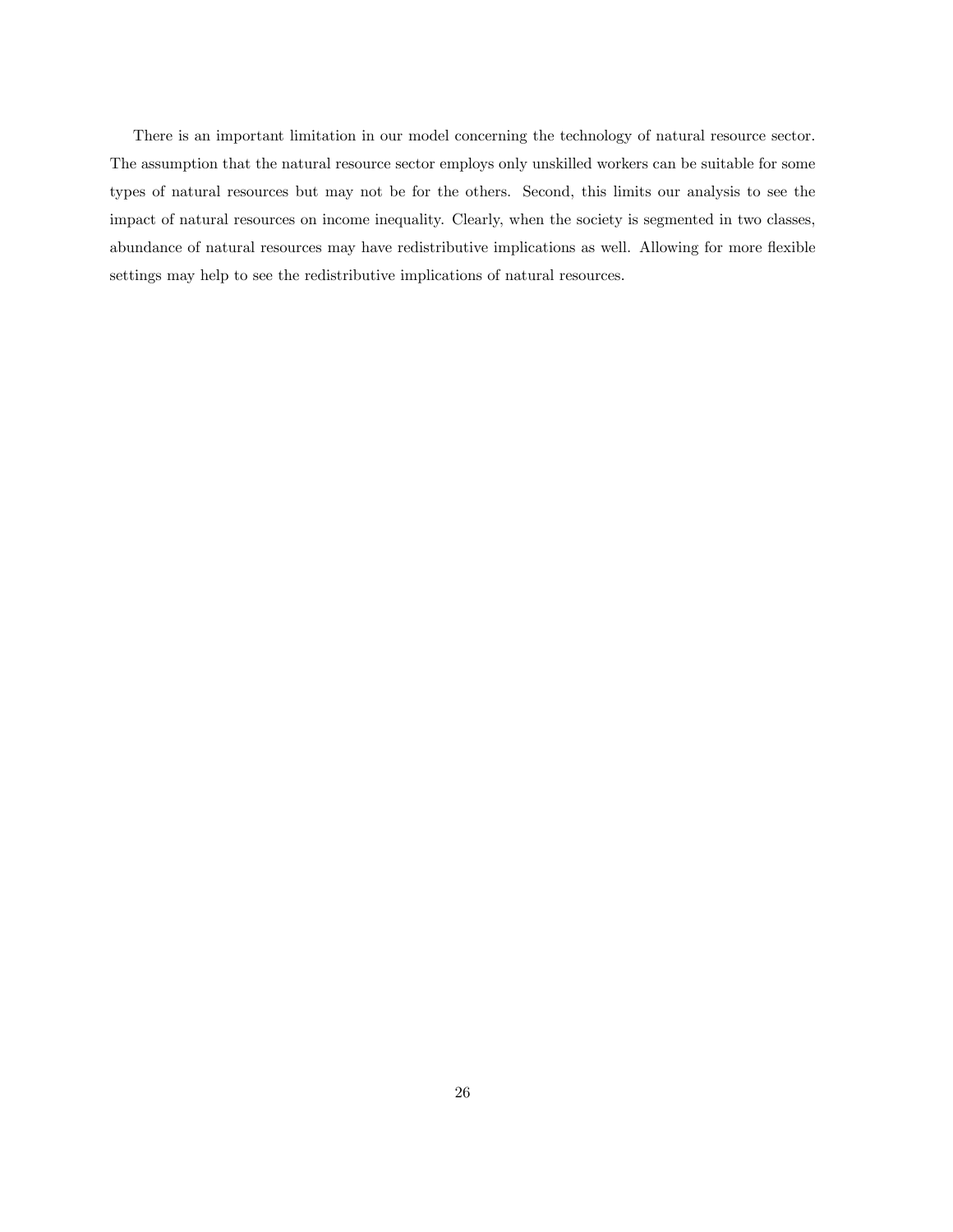There is an important limitation in our model concerning the technology of natural resource sector. The assumption that the natural resource sector employs only unskilled workers can be suitable for some types of natural resources but may not be for the others. Second, this limits our analysis to see the impact of natural resources on income inequality. Clearly, when the society is segmented in two classes, abundance of natural resources may have redistributive implications as well. Allowing for more flexible settings may help to see the redistributive implications of natural resources.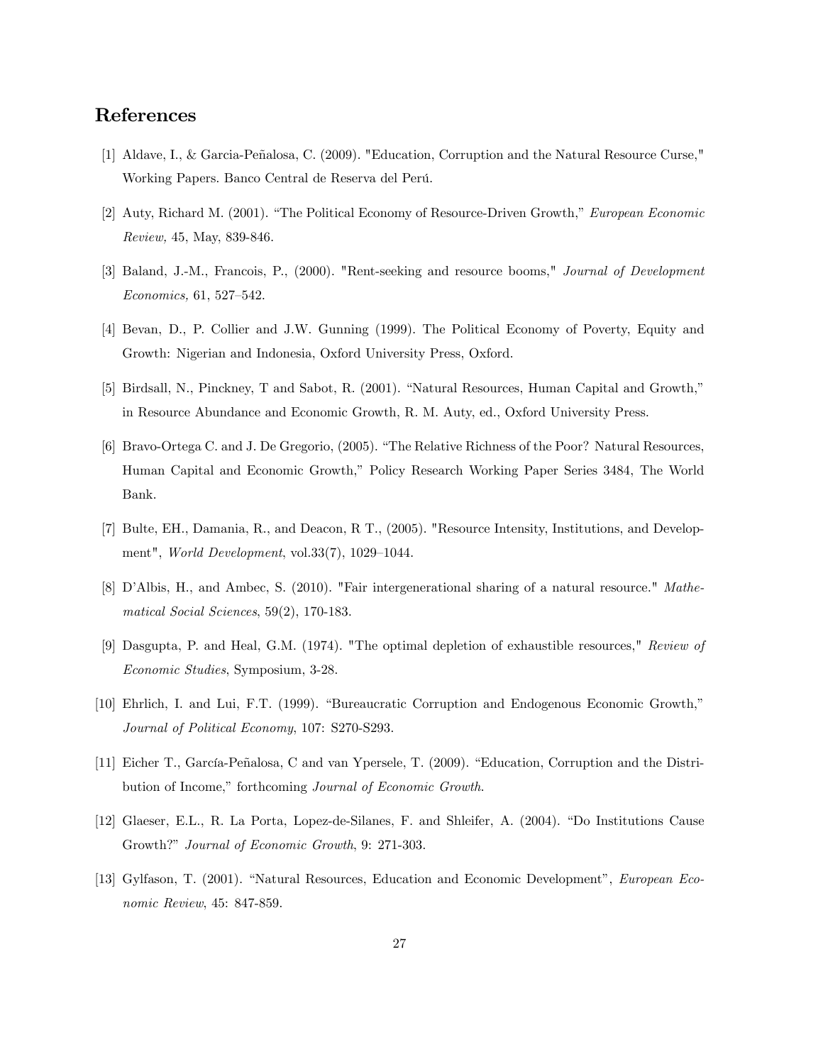# References

[1] Aldave, I., & Garcia-Peñalosa, C. (2009). "Education, Corruption and the Natural Resource Curse," Working Papers. Banco Central de Reserva del Perú.

[2] Auty, Richard M. (2001). "The Political Economy of Resource-Driven Growth," *European Economic Review,* 45, May, 839-846.

[3] Baland, J.-M., Francois, P., (2000). "Rent-seeking and resource booms," *Journal of Development Economics,* 61, 527–542.

[4] Bevan, D., P. Collier and J.W. Gunning (1999). The Political Economy of Poverty, Equity and Growth: Nigerian and Indonesia, Oxford University Press, Oxford.

[5] Birdsall, N., Pinckney, T and Sabot, R. (2001). "Natural Resources, Human Capital and Growth," in Resource Abundance and Economic Growth, R. M. Auty, ed., Oxford University Press.

[6] Bravo-Ortega C. and J. De Gregorio, (2005). "The Relative Richness of the Poor? Natural Resources, Human Capital and Economic Growth," Policy Research Working Paper Series 3484, The World Bank.

[7] Bulte, EH., Damania, R., and Deacon, R T., (2005). "Resource Intensity, Institutions, and Development", *World Development*, vol.33(7), 1029–1044.

[8] D'Albis, H., and Ambec, S. (2010). "Fair intergenerational sharing of a natural resource." *Mathematical Social Sciences*, 59(2), 170-183.

[9] Dasgupta, P. and Heal, G.M. (1974). "The optimal depletion of exhaustible resources," *Review of Economic Studies*, Symposium, 3-28.

[10] Ehrlich, I. and Lui, F.T. (1999). "Bureaucratic Corruption and Endogenous Economic Growth," *Journal of Political Economy*, 107: S270-S293.

[11] Eicher T., García-Peñalosa, C and van Ypersele, T. (2009). "Education, Corruption and the Distribution of Income," forthcoming *Journal of Economic Growth*.

[12] Glaeser, E.L., R. La Porta, Lopez-de-Silanes, F. and Shleifer, A. (2004). "Do Institutions Cause Growth?" *Journal of Economic Growth*, 9: 271-303.

[13] Gylfason, T. (2001). "Natural Resources, Education and Economic Development", *European Economic Review*, 45: 847-859.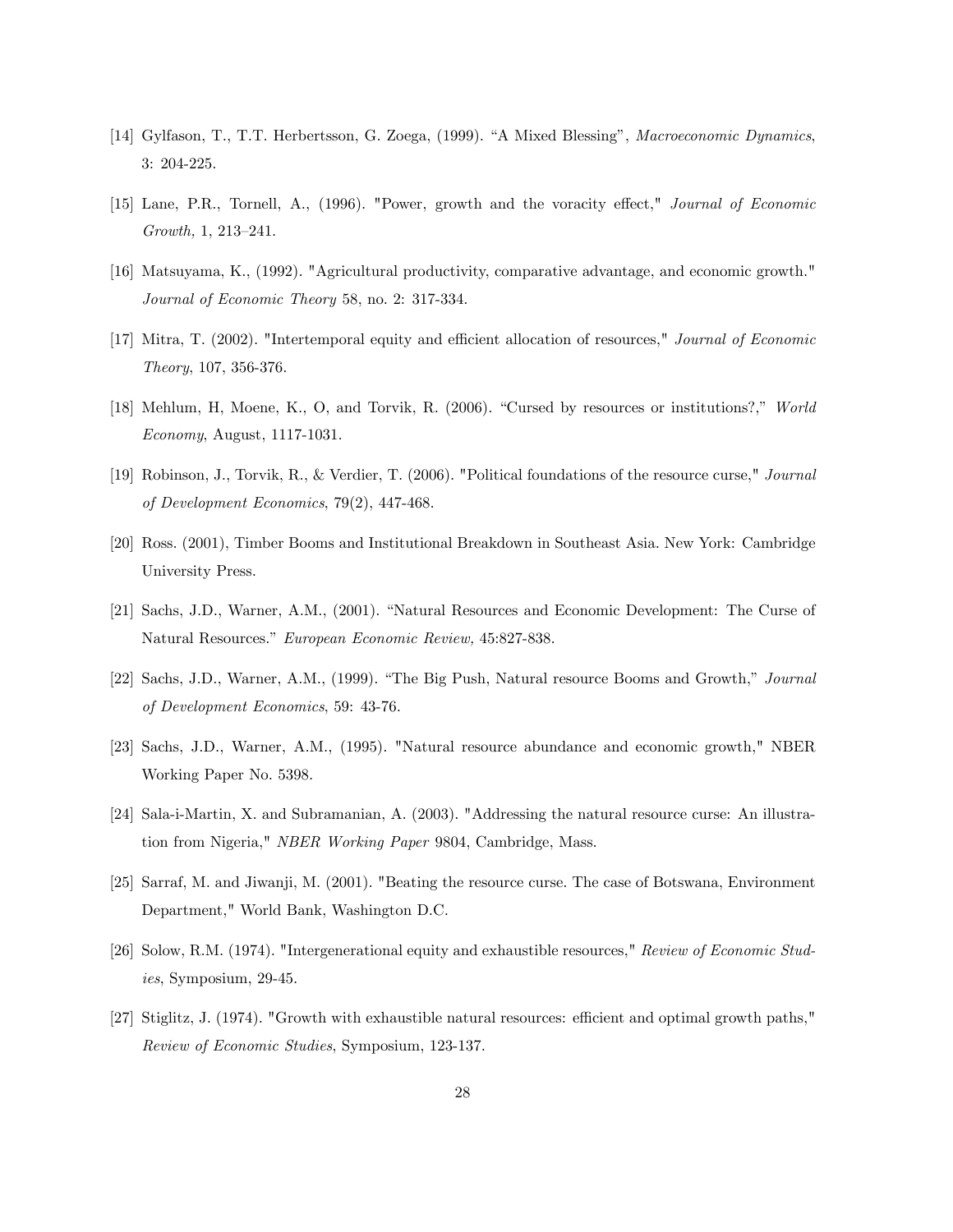[14] Gylfason, T., T.T. Herbertsson, G. Zoega, (1999). “A Mixed Blessing”, *Macroeconomic Dynamics*, 3: 204-225.

[15] Lane, P.R., Tornell, A., (1996). "Power, growth and the voracity effect," *Journal of Economic Growth,* 1, 213–241.

[16] Matsuyama, K., (1992). "Agricultural productivity, comparative advantage, and economic growth." *Journal of Economic Theory* 58, no. 2: 317-334.

[17] Mitra, T. (2002). "Intertemporal equity and efficient allocation of resources," *Journal of Economic Theory*, 107, 356-376.

[18] Mehlum, H, Moene, K., O, and Torvik, R. (2006). “Cursed by resources or institutions?,” *World Economy*, August, 1117-1031.

[19] Robinson, J., Torvik, R., & Verdier, T. (2006). "Political foundations of the resource curse," *Journal of Development Economics*, 79(2), 447-468.

[20] Ross. (2001), Timber Booms and Institutional Breakdown in Southeast Asia. New York: Cambridge University Press.

[21] Sachs, J.D., Warner, A.M., (2001). “Natural Resources and Economic Development: The Curse of Natural Resources.” *European Economic Review,* 45:827-838.

[22] Sachs, J.D., Warner, A.M., (1999). “The Big Push, Natural resource Booms and Growth,” *Journal of Development Economics*, 59: 43-76.

[23] Sachs, J.D., Warner, A.M., (1995). "Natural resource abundance and economic growth," NBER Working Paper No. 5398.

[24] Sala-i-Martin, X. and Subramanian, A. (2003). "Addressing the natural resource curse: An illustration from Nigeria," *NBER Working Paper* 9804, Cambridge, Mass.

[25] Sarraf, M. and Jiwanji, M. (2001). "Beating the resource curse. The case of Botswana, Environment Department," World Bank, Washington D.C.

[26] Solow, R.M. (1974). "Intergenerational equity and exhaustible resources," *Review of Economic Studies*, Symposium, 29-45.

[27] Stiglitz, J. (1974). "Growth with exhaustible natural resources: efficient and optimal growth paths," *Review of Economic Studies*, Symposium, 123-137.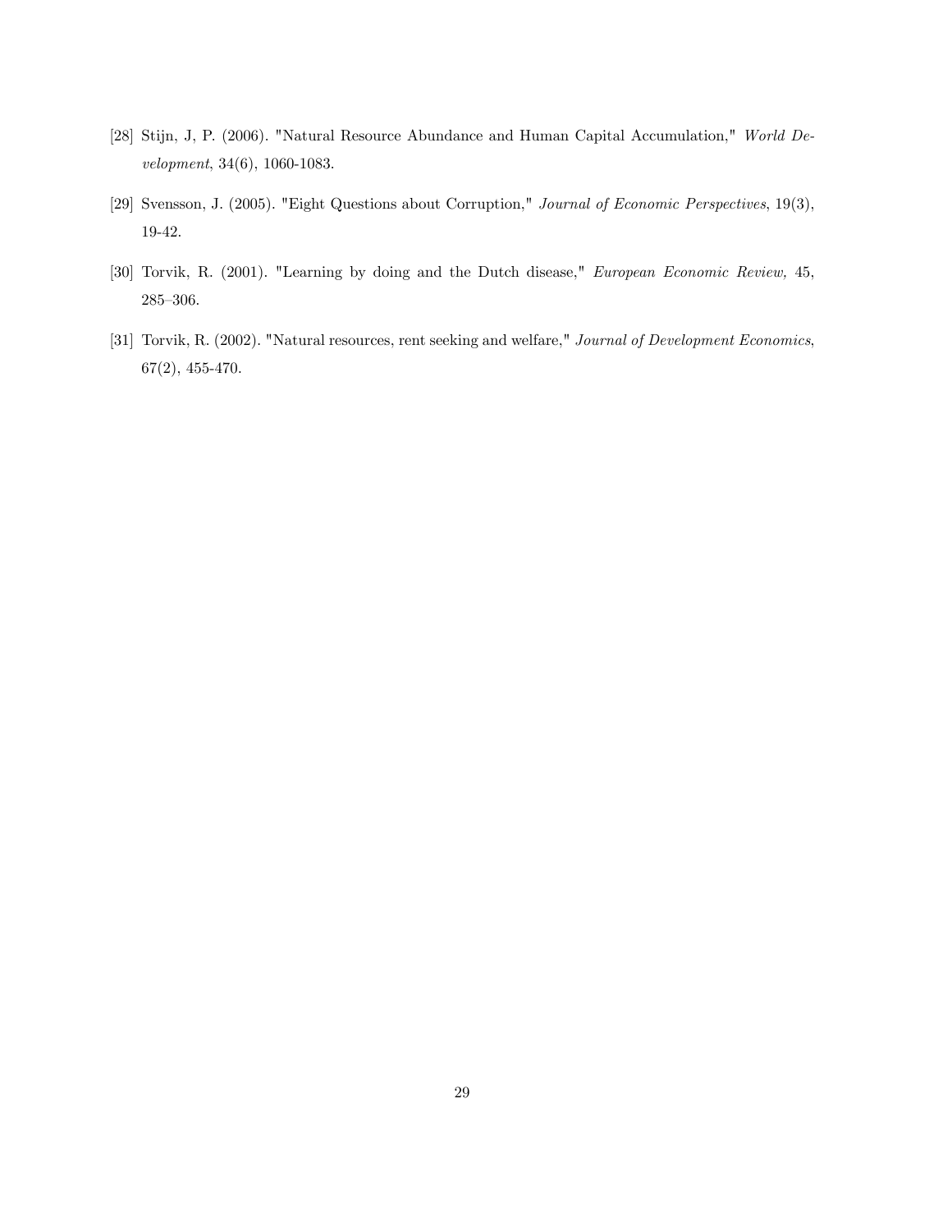[28] Stijn, J, P. (2006). "Natural Resource Abundance and Human Capital Accumulation," *World Development*, 34(6), 1060-1083.

[29] Svensson, J. (2005). "Eight Questions about Corruption," *Journal of Economic Perspectives*, 19(3), 19-42.

[30] Torvik, R. (2001). "Learning by doing and the Dutch disease," *European Economic Review,* 45, 285–306.

[31] Torvik, R. (2002). "Natural resources, rent seeking and welfare," *Journal of Development Economics*, 67(2), 455-470.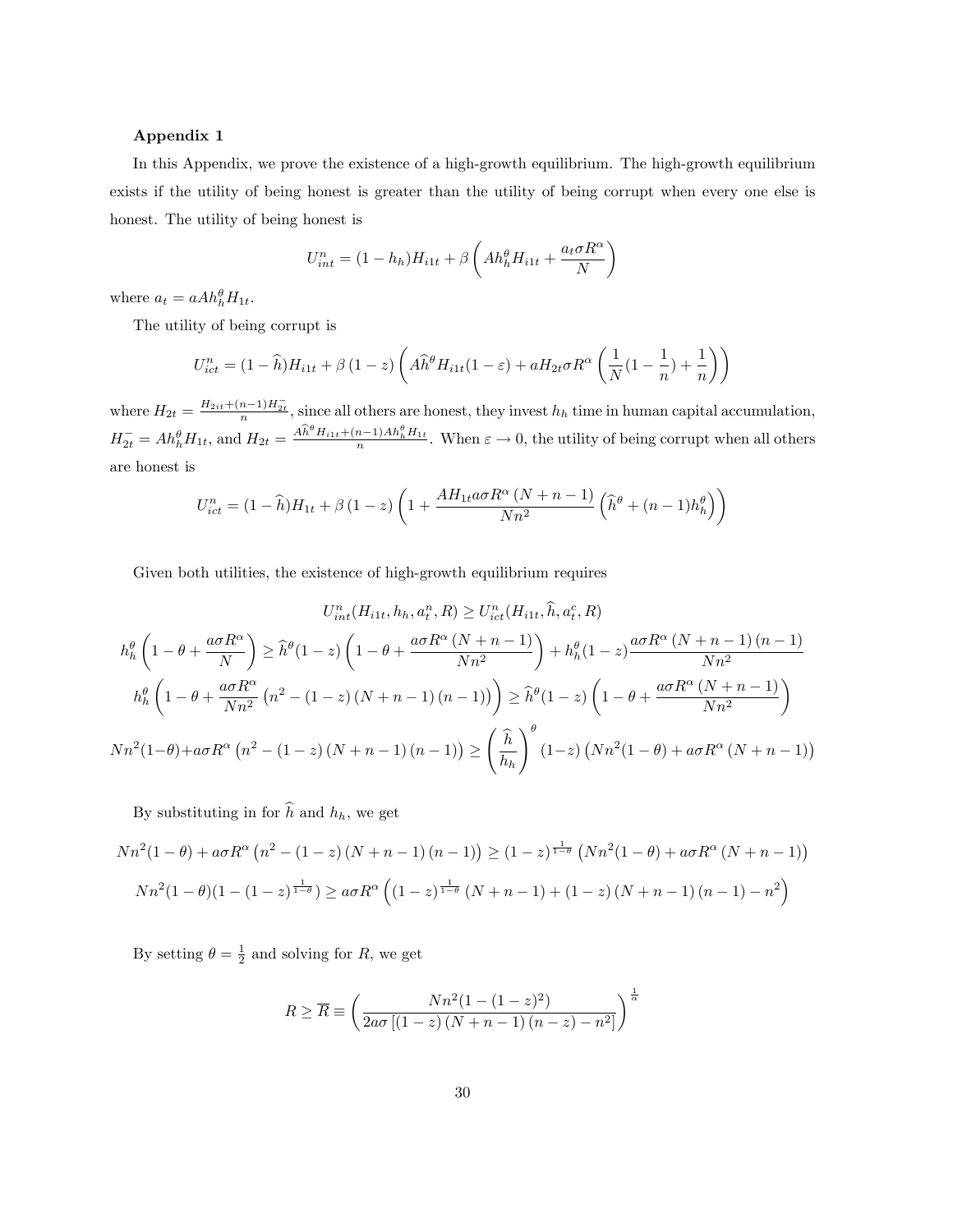### Appendix 1

In this Appendix, we prove the existence of a high-growth equilibrium. The high-growth equilibrium exists if the utility of being honest is greater than the utility of being corrupt when every one else is honest. The utility of being honest is

$$U^n_{int} = (1 - h_h)H_{i1t} + \beta \left( Ah_h^\theta H_{i1t} + \frac{a_t \sigma R^\alpha}{N} \right)$$

where $a_t = aAh_h^\theta H_{1t}$.

The utility of being corrupt is

$$U^n_{ict} = (1 - \widehat{h})H_{i1t} + \beta (1 - z) \left( A\widehat{h}^\theta H_{i1t}(1 - \varepsilon) + aH_{2t}\sigma R^\alpha \left( \frac{1}{N}(1 - \frac{1}{n}) + \frac{1}{n} \right) \right)$$

where $H_{2t} = \frac{H_{2it} + (n-1)H_{2t}^-}{n}$, since all others are honest, they invest $h_h$ time in human capital accumulation, $H_{2t}^- = Ah_h^\theta H_{1t}$, and $H_{2t} = \frac{A\widehat{h}^\theta H_{i1t} + (n-1)Ah_h^\theta H_{1t}}{n}$. When $\varepsilon \to 0$, the utility of being corrupt when all others are honest is

$$U^n_{ict} = (1 - \widehat{h})H_{1t} + \beta (1 - z) \left( 1 + \frac{AH_{1t} a\sigma R^\alpha (N + n - 1)}{Nn^2} \left( \widehat{h}^\theta + (n-1)h_h^\theta \right) \right)$$

Given both utilities, the existence of high-growth equilibrium requires

$$U^n_{int}(H_{i1t}, h_h, a^n_t, R) \geq U^n_{ict}(H_{i1t}, \widehat{h}, a^c_t, R)$$

$$h_h^\theta \left( 1 - \theta + \frac{a\sigma R^\alpha}{N} \right) \geq \widehat{h}^\theta (1 - z) \left( 1 - \theta + \frac{a\sigma R^\alpha (N + n - 1)}{Nn^2} \right) + h_h^\theta (1 - z) \frac{a\sigma R^\alpha (N + n - 1)(n - 1)}{Nn^2}$$

$$h_h^\theta \left( 1 - \theta + \frac{a\sigma R^\alpha}{Nn^2} \left( n^2 - (1 - z)(N + n - 1)(n - 1) \right) \right) \geq \widehat{h}^\theta (1 - z) \left( 1 - \theta + \frac{a\sigma R^\alpha (N + n - 1)}{Nn^2} \right)$$

$$Nn^2(1 - \theta) + a\sigma R^\alpha \left( n^2 - (1 - z)(N + n - 1)(n - 1) \right) \geq \left( \frac{\widehat{h}}{h_h} \right)^\theta (1 - z) \left( Nn^2(1 - \theta) + a\sigma R^\alpha (N + n - 1) \right)$$

By substituting in for $\widehat{h}$ and $h_h$, we get

$$Nn^2(1 - \theta) + a\sigma R^\alpha \left( n^2 - (1 - z)(N + n - 1)(n - 1) \right) \geq (1 - z)^{\frac{1}{1-\theta}} \left( Nn^2(1 - \theta) + a\sigma R^\alpha (N + n - 1) \right)$$

$$Nn^2(1 - \theta)(1 - (1 - z)^{\frac{1}{1-\theta}}) \geq a\sigma R^\alpha \left( (1 - z)^{\frac{1}{1-\theta}} (N + n - 1) + (1 - z)(N + n - 1)(n - 1) - n^2 \right)$$

By setting $\theta = \frac{1}{2}$ and solving for $R$, we get

$$R \geq \overline{R} \equiv \left( \frac{Nn^2(1 - (1 - z)^2)}{2a\sigma \left[ (1 - z)(N + n - 1)(n - z) - n^2 \right]} \right)^{\frac{1}{\alpha}}$$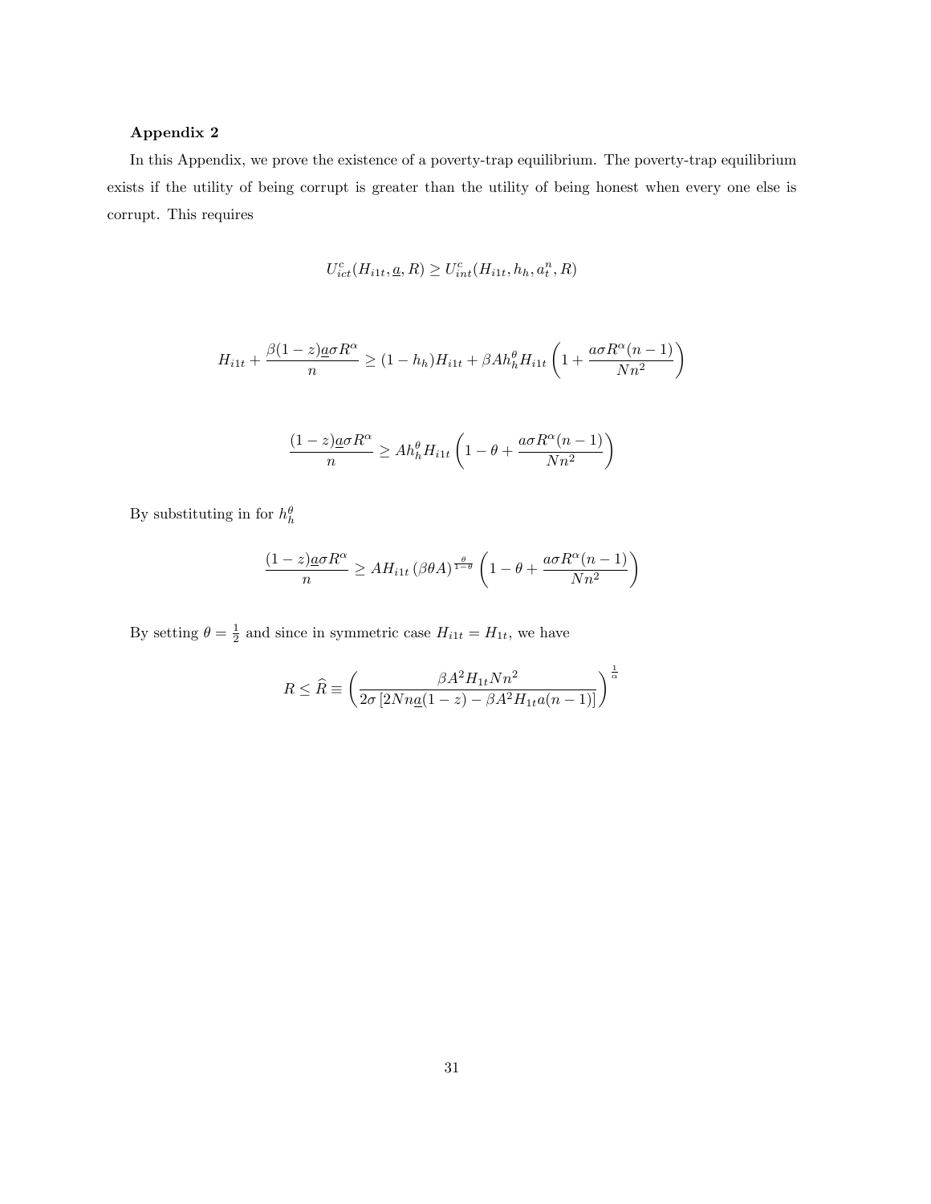**Appendix 2**

In this Appendix, we prove the existence of a poverty-trap equilibrium. The poverty-trap equilibrium exists if the utility of being corrupt is greater than the utility of being honest when every one else is corrupt. This requires

$$U_{ict}^{c}(H_{i1t}, \underline{a}, R) \geq U_{int}^{c}(H_{i1t}, h_h, a_t^n, R)$$

$$H_{i1t} + \frac{\beta(1-z)\underline{a}\sigma R^{\alpha}}{n} \geq (1-h_h)H_{i1t} + \beta A h_h^{\theta} H_{i1t}\left(1 + \frac{a\sigma R^{\alpha}(n-1)}{Nn^2}\right)$$

$$\frac{(1-z)\underline{a}\sigma R^{\alpha}}{n} \geq A h_h^{\theta} H_{i1t}\left(1 - \theta + \frac{a\sigma R^{\alpha}(n-1)}{Nn^2}\right)$$

By substituting in for $h_h^{\theta}$

$$\frac{(1-z)\underline{a}\sigma R^{\alpha}}{n} \geq A H_{i1t}\left(\beta\theta A\right)^{\frac{\theta}{1-\theta}}\left(1 - \theta + \frac{a\sigma R^{\alpha}(n-1)}{Nn^2}\right)$$

By setting $\theta = \frac{1}{2}$ and since in symmetric case $H_{i1t} = H_{1t}$, we have

$$R \leq \widehat{R} \equiv \left(\frac{\beta A^2 H_{1t} N n^2}{2\sigma\left[2Nn\underline{a}(1-z) - \beta A^2 H_{1t} a(n-1)\right]}\right)^{\frac{1}{\alpha}}$$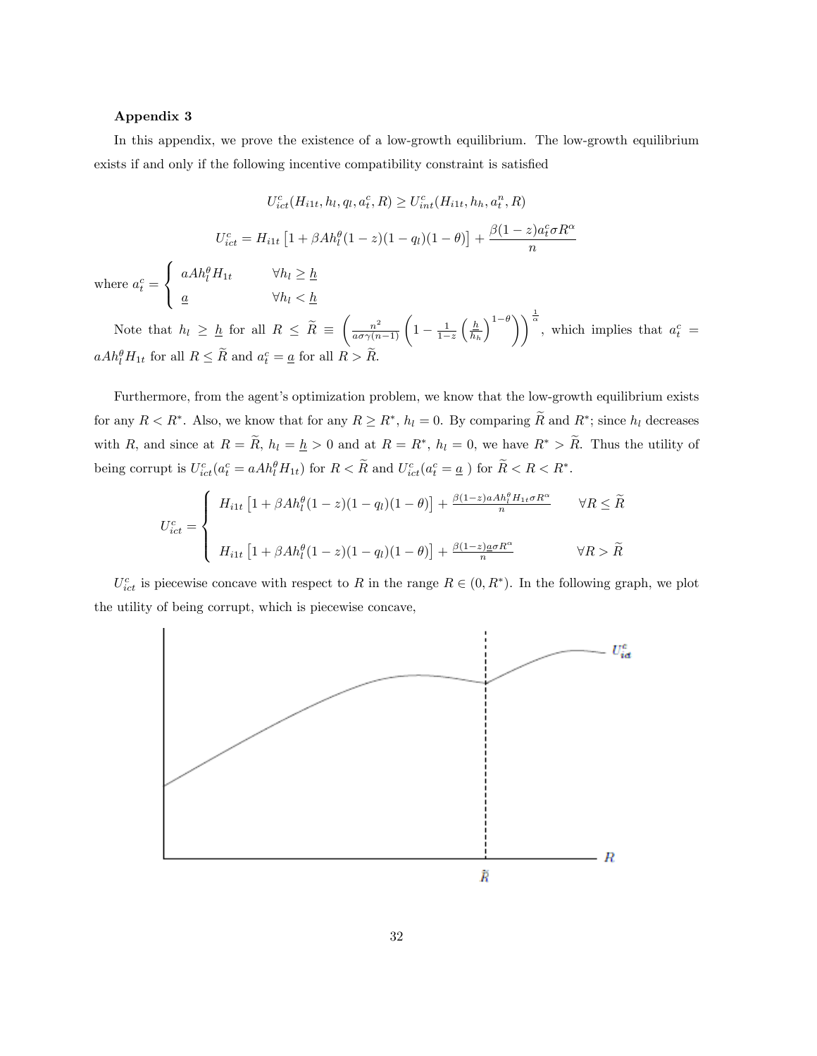**Appendix 3**

In this appendix, we prove the existence of a low-growth equilibrium. The low-growth equilibrium exists if and only if the following incentive compatibility constraint is satisfied

$$U^c_{ict}(H_{i1t}, h_l, q_l, a^c_t, R) \geq U^c_{int}(H_{i1t}, h_h, a^n_t, R)$$

$$U^c_{ict} = H_{i1t}\left[1 + \beta A h_l^{\theta}(1-z)(1-q_l)(1-\theta)\right] + \frac{\beta(1-z)a^c_t \sigma R^{\alpha}}{n}$$

where $a^c_t = \begin{cases} aAh_l^{\theta}H_{1t} & \forall h_l \geq \underline{h} \\ \underline{a} & \forall h_l < \underline{h} \end{cases}$

Note that $h_l \geq \underline{h}$ for all $R \leq \widetilde{R} \equiv \left(\frac{n^2}{a\sigma\gamma(n-1)}\left(1 - \frac{1}{1-z}\left(\frac{\underline{h}}{h_h}\right)^{1-\theta}\right)\right)^{\frac{1}{\alpha}}$, which implies that $a^c_t = aAh_l^{\theta}H_{1t}$ for all $R \leq \widetilde{R}$ and $a^c_t = \underline{a}$ for all $R > \widetilde{R}$.

Furthermore, from the agent's optimization problem, we know that the low-growth equilibrium exists for any $R < R^*$. Also, we know that for any $R \geq R^*$, $h_l = 0$. By comparing $\widetilde{R}$ and $R^*$; since $h_l$ decreases with $R$, and since at $R = \widetilde{R}$, $h_l = \underline{h} > 0$ and at $R = R^*$, $h_l = 0$, we have $R^* > \widetilde{R}$. Thus the utility of being corrupt is $U^c_{ict}(a^c_t = aAh_l^{\theta}H_{1t})$ for $R < \widetilde{R}$ and $U^c_{ict}(a^c_t = \underline{a}\ )$ for $\widetilde{R} < R < R^*$.

$$U^c_{ict} = \begin{cases} H_{i1t}\left[1 + \beta A h_l^{\theta}(1-z)(1-q_l)(1-\theta)\right] + \frac{\beta(1-z)aAh_l^{\theta}H_{1t}\sigma R^{\alpha}}{n} & \forall R \leq \widetilde{R} \\ \\ H_{i1t}\left[1 + \beta A h_l^{\theta}(1-z)(1-q_l)(1-\theta)\right] + \frac{\beta(1-z)\underline{a}\sigma R^{\alpha}}{n} & \forall R > \widetilde{R} \end{cases}$$

$U^c_{ict}$ is piecewise concave with respect to $R$ in the range $R \in (0, R^*)$. In the following graph, we plot the utility of being corrupt, which is piecewise concave,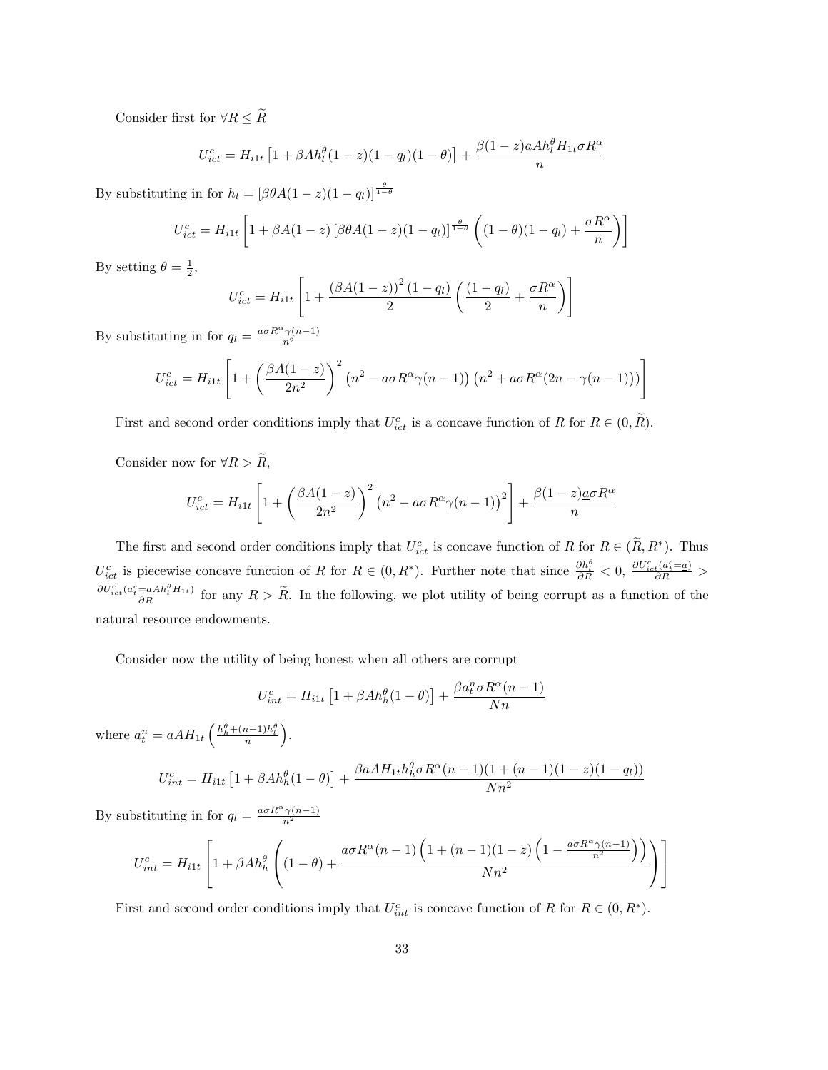Consider first for $\forall R \leq \widetilde{R}$

$$U^c_{ict} = H_{i1t}\left[1 + \beta A h_l^\theta (1-z)(1-q_l)(1-\theta)\right] + \frac{\beta(1-z)aAh_l^\theta H_{1t}\sigma R^\alpha}{n}$$

By substituting in for $h_l = [\beta\theta A(1-z)(1-q_l)]^{\frac{\theta}{1-\theta}}$

$$U^c_{ict} = H_{i1t}\left[1 + \beta A(1-z)\left[\beta\theta A(1-z)(1-q_l)\right]^{\frac{\theta}{1-\theta}}\left((1-\theta)(1-q_l) + \frac{\sigma R^\alpha}{n}\right)\right]$$

By setting $\theta = \frac{1}{2}$,

$$U^c_{ict} = H_{i1t}\left[1 + \frac{\left(\beta A(1-z)\right)^2(1-q_l)}{2}\left(\frac{(1-q_l)}{2} + \frac{\sigma R^\alpha}{n}\right)\right]$$

By substituting in for $q_l = \frac{a\sigma R^\alpha \gamma(n-1)}{n^2}$

$$U^c_{ict} = H_{i1t}\left[1 + \left(\frac{\beta A(1-z)}{2n^2}\right)^2\left(n^2 - a\sigma R^\alpha\gamma(n-1)\right)\left(n^2 + a\sigma R^\alpha(2n - \gamma(n-1))\right)\right]$$

First and second order conditions imply that $U^c_{ict}$ is a concave function of $R$ for $R \in (0, \widetilde{R})$.

Consider now for $\forall R > \widetilde{R}$,

$$U^c_{ict} = H_{i1t}\left[1 + \left(\frac{\beta A(1-z)}{2n^2}\right)^2\left(n^2 - a\sigma R^\alpha\gamma(n-1)\right)^2\right] + \frac{\beta(1-z)\underline{a}\sigma R^\alpha}{n}$$

The first and second order conditions imply that $U^c_{ict}$ is concave function of $R$ for $R \in (\widetilde{R}, R^*)$. Thus $U^c_{ict}$ is piecewise concave function of $R$ for $R \in (0, R^*)$. Further note that since $\frac{\partial h_l^\theta}{\partial R} < 0$, $\frac{\partial U^c_{ict}(a^c_t = \underline{a})}{\partial R} > \frac{\partial U^c_{ict}(a^c_t = aAh_l^\theta H_{1t})}{\partial R}$ for any $R > \widetilde{R}$. In the following, we plot utility of being corrupt as a function of the natural resource endowments.

Consider now the utility of being honest when all others are corrupt

$$U^c_{int} = H_{i1t}\left[1 + \beta A h_h^\theta(1-\theta)\right] + \frac{\beta a^n_t \sigma R^\alpha (n-1)}{Nn}$$

where $a^n_t = aAH_{1t}\left(\frac{h_h^\theta + (n-1)h_l^\theta}{n}\right)$.

$$U^c_{int} = H_{i1t}\left[1 + \beta A h_h^\theta(1-\theta)\right] + \frac{\beta a A H_{1t} h_h^\theta \sigma R^\alpha (n-1)(1 + (n-1)(1-z)(1-q_l))}{Nn^2}$$

By substituting in for $q_l = \frac{a\sigma R^\alpha \gamma(n-1)}{n^2}$

$$U^c_{int} = H_{i1t}\left[1 + \beta A h_h^\theta\left((1-\theta) + \frac{a\sigma R^\alpha(n-1)\left(1 + (n-1)(1-z)\left(1 - \frac{a\sigma R^\alpha\gamma(n-1)}{n^2}\right)\right)}{Nn^2}\right)\right]$$

First and second order conditions imply that $U^c_{int}$ is concave function of $R$ for $R \in (0, R^*)$.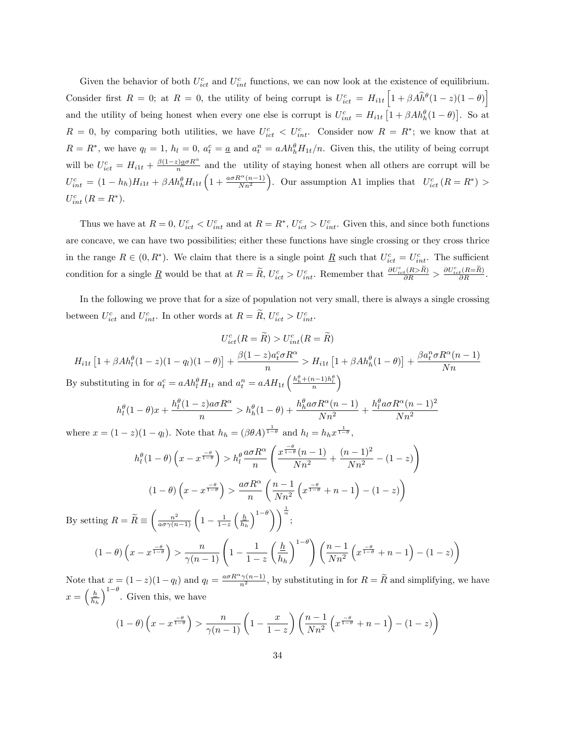Given the behavior of both $U_{ict}^c$ and $U_{int}^c$ functions, we can now look at the existence of equilibrium. Consider first $R = 0$; at $R = 0$, the utility of being corrupt is $U_{ict}^c = H_{i1t}\left[1 + \beta A\widehat{h}^{\theta}(1-z)(1-\theta)\right]$ and the utility of being honest when every one else is corrupt is $U_{int}^c = H_{i1t}\left[1 + \beta A h_h^{\theta}(1-\theta)\right]$. So at $R = 0$, by comparing both utilities, we have $U_{ict}^c < U_{int}^c$. Consider now $R = R^*$; we know that at $R = R^*$, we have $q_l = 1$, $h_l = 0$, $a_t^c = \underline{a}$ and $a_t^n = aAh_h^{\theta}H_{1t}/n$. Given this, the utility of being corrupt will be $U_{ict}^c = H_{i1t} + \frac{\beta(1-z)\underline{a}\sigma R^{\alpha}}{n}$ and the utility of staying honest when all others are corrupt will be $U_{int}^c = (1-h_h)H_{i1t} + \beta A h_h^{\theta} H_{i1t}\left(1 + \frac{a\sigma R^{\alpha}(n-1)}{Nn^2}\right)$. Our assumption A1 implies that $U_{ict}^c(R = R^*) > U_{int}^c(R = R^*)$.

Thus we have at $R = 0$, $U_{ict}^c < U_{int}^c$ and at $R = R^*$, $U_{ict}^c > U_{int}^c$. Given this, and since both functions are concave, we can have two possibilities; either these functions have single crossing or they cross thrice in the range $R \in (0, R^*)$. We claim that there is a single point $\underline{R}$ such that $U_{ict}^c = U_{int}^c$. The sufficient condition for a single $\underline{R}$ would be that at $R = \widetilde{R}$, $U_{ict}^c > U_{int}^c$. Remember that $\frac{\partial U_{ict}^c(R > \widetilde{R})}{\partial R} > \frac{\partial U_{ict}^c(R = \widetilde{R})}{\partial R}$.

In the following we prove that for a size of population not very small, there is always a single crossing between $U_{ict}^c$ and $U_{int}^c$. In other words at $R = \widetilde{R}$, $U_{ict}^c > U_{int}^c$.

$$U_{ict}^c(R = \widetilde{R}) > U_{int}^c(R = \widetilde{R})$$

$$H_{i1t}\left[1 + \beta A h_l^{\theta}(1-z)(1-q_l)(1-\theta)\right] + \frac{\beta(1-z)a_t^c\sigma R^{\alpha}}{n} > H_{i1t}\left[1 + \beta A h_h^{\theta}(1-\theta)\right] + \frac{\beta a_t^n \sigma R^{\alpha}(n-1)}{Nn}$$

By substituting in for $a_t^c = aAh_l^{\theta}H_{1t}$ and $a_t^n = aAH_{1t}\left(\frac{h_h^{\theta} + (n-1)h_l^{\theta}}{n}\right)$

$$h_l^{\theta}(1-\theta)x + \frac{h_l^{\theta}(1-z)a\sigma R^{\alpha}}{n} > h_h^{\theta}(1-\theta) + \frac{h_h^{\theta}a\sigma R^{\alpha}(n-1)}{Nn^2} + \frac{h_l^{\theta}a\sigma R^{\alpha}(n-1)^2}{Nn^2}$$

where $x = (1-z)(1-q_l)$. Note that $h_h = (\beta\theta A)^{\frac{1}{1-\theta}}$ and $h_l = h_h x^{\frac{1}{1-\theta}}$,

$$h_l^{\theta}(1-\theta)\left(x - x^{\frac{-\theta}{1-\theta}}\right) > h_l^{\theta}\frac{a\sigma R^{\alpha}}{n}\left(\frac{x^{\frac{-\theta}{1-\theta}}(n-1)}{Nn^2} + \frac{(n-1)^2}{Nn^2} - (1-z)\right)$$

$$(1-\theta)\left(x - x^{\frac{-\theta}{1-\theta}}\right) > \frac{a\sigma R^{\alpha}}{n}\left(\frac{n-1}{Nn^2}\left(x^{\frac{-\theta}{1-\theta}} + n - 1\right) - (1-z)\right)$$

By setting $R = \widetilde{R} \equiv \left(\frac{n^2}{a\sigma\gamma(n-1)}\left(1 - \frac{1}{1-z}\left(\frac{h}{h_h}\right)^{1-\theta}\right)\right)^{\frac{1}{\alpha}}$;

$$(1-\theta)\left(x - x^{\frac{-\theta}{1-\theta}}\right) > \frac{n}{\gamma(n-1)}\left(1 - \frac{1}{1-z}\left(\frac{h}{h_h}\right)^{1-\theta}\right)\left(\frac{n-1}{Nn^2}\left(x^{\frac{-\theta}{1-\theta}} + n - 1\right) - (1-z)\right)$$

Note that $x = (1-z)(1-q_l)$ and $q_l = \frac{a\sigma R^{\alpha}\gamma(n-1)}{n^2}$, by substituting in for $R = \widetilde{R}$ and simplifying, we have $x = \left(\frac{h}{h_h}\right)^{1-\theta}$. Given this, we have

$$(1-\theta)\left(x - x^{\frac{-\theta}{1-\theta}}\right) > \frac{n}{\gamma(n-1)}\left(1 - \frac{x}{1-z}\right)\left(\frac{n-1}{Nn^2}\left(x^{\frac{-\theta}{1-\theta}} + n - 1\right) - (1-z)\right)$$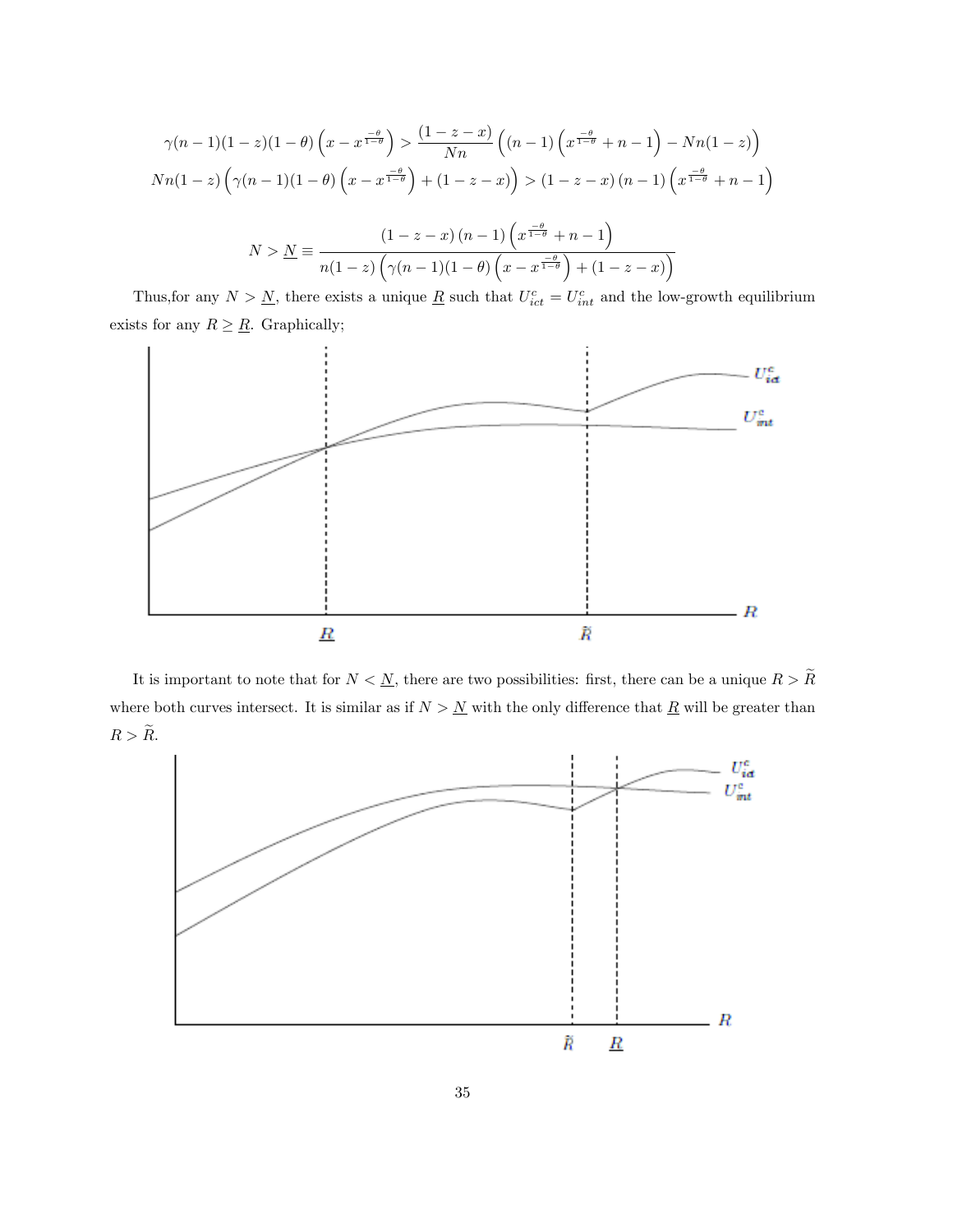$$\gamma(n-1)(1-z)(1-\theta)\left(x - x^{\frac{-\theta}{1-\theta}}\right) > \frac{(1-z-x)}{Nn}\left((n-1)\left(x^{\frac{-\theta}{1-\theta}} + n - 1\right) - Nn(1-z)\right)$$

$$Nn(1-z)\left(\gamma(n-1)(1-\theta)\left(x - x^{\frac{-\theta}{1-\theta}}\right) + (1-z-x)\right) > (1-z-x)(n-1)\left(x^{\frac{-\theta}{1-\theta}} + n - 1\right)$$

$$N > \underline{N} \equiv \frac{(1-z-x)(n-1)\left(x^{\frac{-\theta}{1-\theta}} + n - 1\right)}{n(1-z)\left(\gamma(n-1)(1-\theta)\left(x - x^{\frac{-\theta}{1-\theta}}\right) + (1-z-x)\right)}$$

Thus,for any $N > \underline{N}$, there exists a unique $\underline{R}$ such that $U^c_{ict} = U^c_{int}$ and the low-growth equilibrium exists for any $R \geq \underline{R}$. Graphically;

It is important to note that for $N < \underline{N}$, there are two possibilities: first, there can be a unique $R > \widetilde{R}$ where both curves intersect. It is similar as if $N > \underline{N}$ with the only difference that $\underline{R}$ will be greater than $R > \widetilde{R}$.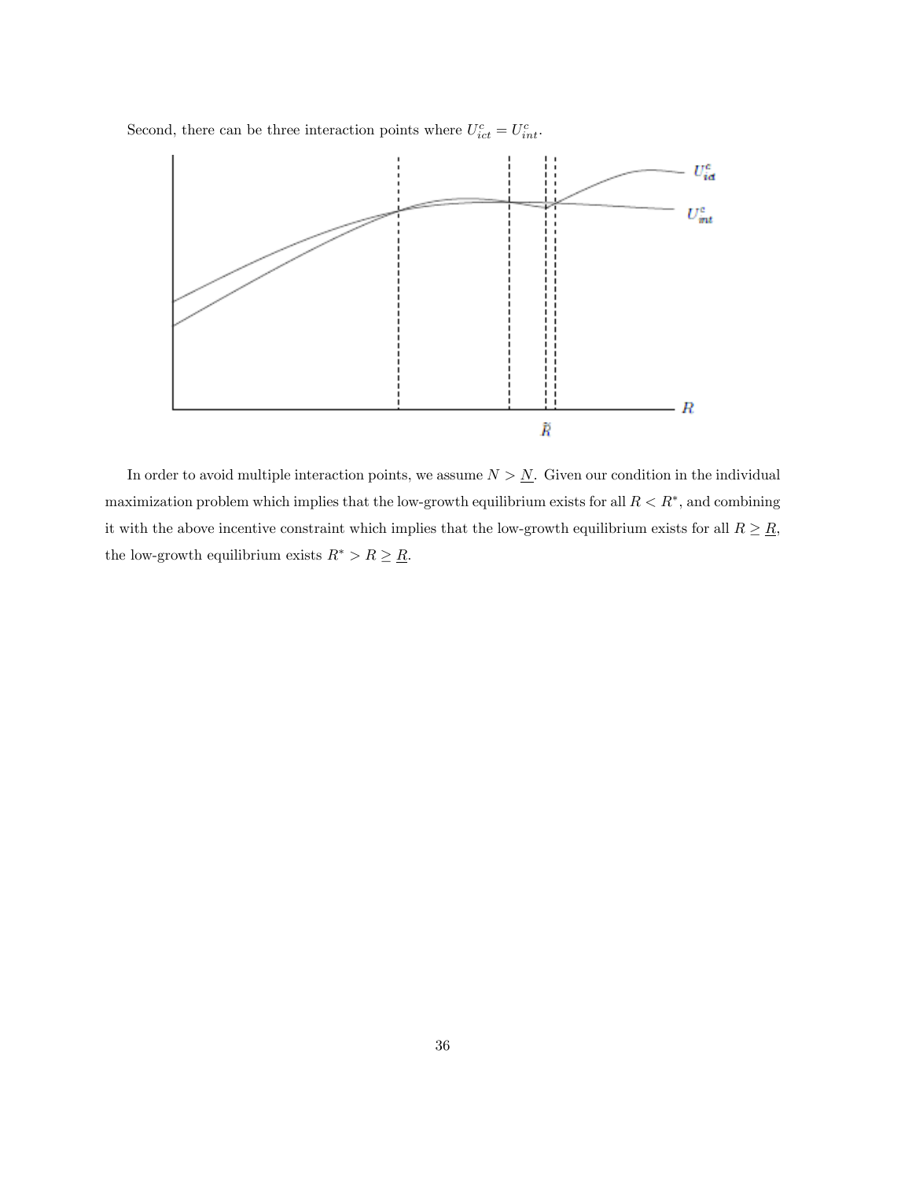Second, there can be three interaction points where $U^c_{ict} = U^c_{int}$.

$U^c_{ict}$

$U^c_{int}$

$R$

$\tilde{R}$

In order to avoid multiple interaction points, we assume $N > \underline{N}$. Given our condition in the individual maximization problem which implies that the low-growth equilibrium exists for all $R < R^*$, and combining it with the above incentive constraint which implies that the low-growth equilibrium exists for all $R \geq \underline{R}$, the low-growth equilibrium exists $R^* > R \geq \underline{R}$.